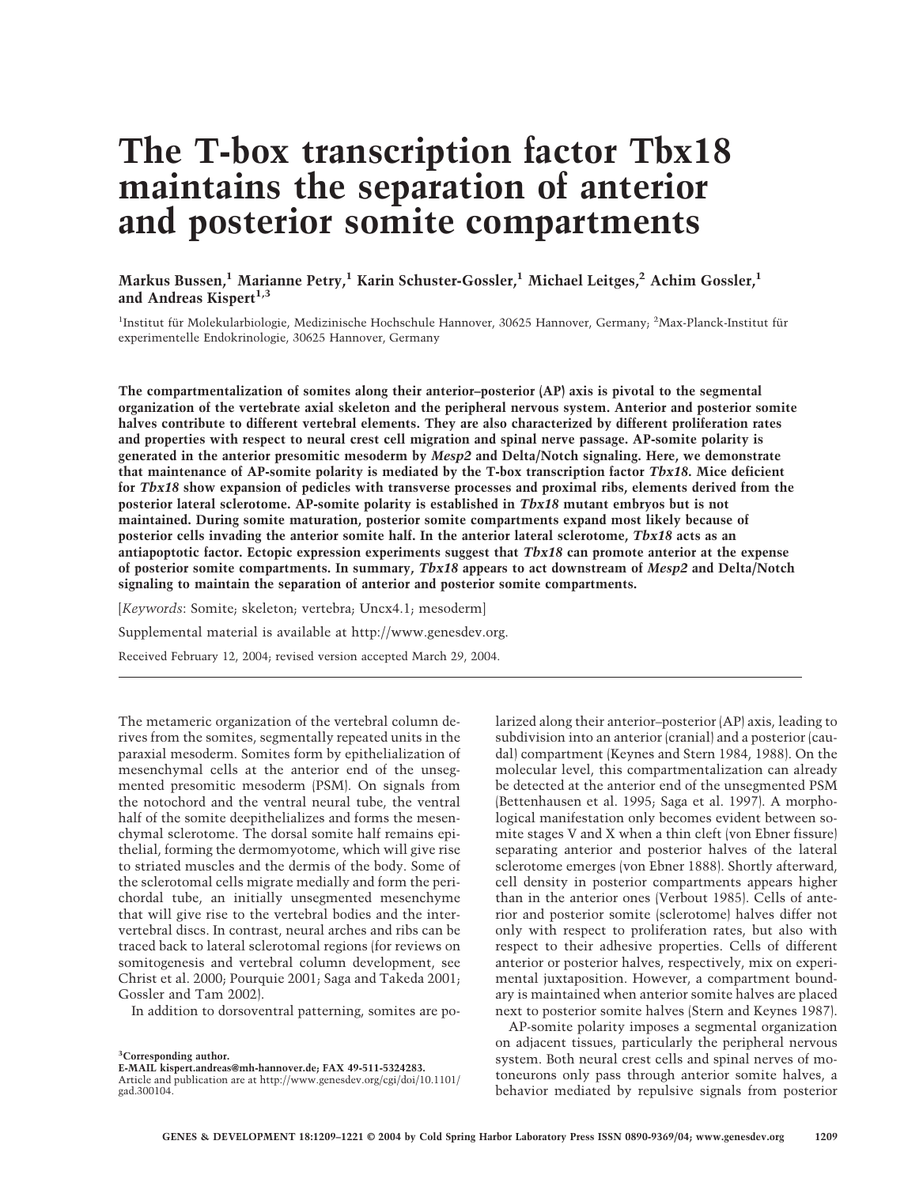# The T-box transcription factor Tbx18 maintains the separation of anterior and posterior somite compartments

**Markus Bussen,[1] Marianne Petry,[1] Karin Schuster-Gossler,[1] Michael Leitges,[2] Achim Gossler,[1] and Andreas Kispert[1,3]**

[1]Institut für Molekularbiologie, Medizinische Hochschule Hannover, 30625 Hannover, Germany; [2]Max-Planck-Institut für experimentelle Endokrinologie, 30625 Hannover, Germany

**The compartmentalization of somites along their anterior–posterior (AP) axis is pivotal to the segmental organization of the vertebrate axial skeleton and the peripheral nervous system. Anterior and posterior somite halves contribute to different vertebral elements. They are also characterized by different proliferation rates and properties with respect to neural crest cell migration and spinal nerve passage. AP-somite polarity is generated in the anterior presomitic mesoderm by *Mesp2* and Delta/Notch signaling. Here, we demonstrate that maintenance of AP-somite polarity is mediated by the T-box transcription factor *Tbx18*. Mice deficient for *Tbx18* show expansion of pedicles with transverse processes and proximal ribs, elements derived from the posterior lateral sclerotome. AP-somite polarity is established in *Tbx18* mutant embryos but is not maintained. During somite maturation, posterior somite compartments expand most likely because of posterior cells invading the anterior somite half. In the anterior lateral sclerotome, *Tbx18* acts as an antiapoptotic factor. Ectopic expression experiments suggest that *Tbx18* can promote anterior at the expense of posterior somite compartments. In summary, *Tbx18* appears to act downstream of *Mesp2* and Delta/Notch signaling to maintain the separation of anterior and posterior somite compartments.**

[*Keywords*: Somite; skeleton; vertebra; Uncx4.1; mesoderm]

Supplemental material is available at http://www.genesdev.org.

Received February 12, 2004; revised version accepted March 29, 2004.

The metameric organization of the vertebral column derives from the somites, segmentally repeated units in the paraxial mesoderm. Somites form by epithelialization of mesenchymal cells at the anterior end of the unsegmented presomitic mesoderm (PSM). On signals from the notochord and the ventral neural tube, the ventral half of the somite deepithelializes and forms the mesenchymal sclerotome. The dorsal somite half remains epithelial, forming the dermomyotome, which will give rise to striated muscles and the dermis of the body. Some of the sclerotomal cells migrate medially and form the perichordal tube, an initially unsegmented mesenchyme that will give rise to the vertebral bodies and the intervertebral discs. In contrast, neural arches and ribs can be traced back to lateral sclerotomal regions (for reviews on somitogenesis and vertebral column development, see Christ et al. 2000; Pourquie 2001; Saga and Takeda 2001; Gossler and Tam 2002).

In addition to dorsoventral patterning, somites are polarized along their anterior–posterior (AP) axis, leading to subdivision into an anterior (cranial) and a posterior (caudal) compartment (Keynes and Stern 1984, 1988). On the molecular level, this compartmentalization can already be detected at the anterior end of the unsegmented PSM (Bettenhausen et al. 1995; Saga et al. 1997). A morphological manifestation only becomes evident between somite stages V and X when a thin cleft (von Ebner fissure) separating anterior and posterior halves of the lateral sclerotome emerges (von Ebner 1888). Shortly afterward, cell density in posterior compartments appears higher than in the anterior ones (Verbout 1985). Cells of anterior and posterior somite (sclerotome) halves differ not only with respect to proliferation rates, but also with respect to their adhesive properties. Cells of different anterior or posterior halves, respectively, mix on experimental juxtaposition. However, a compartment boundary is maintained when anterior somite halves are placed next to posterior somite halves (Stern and Keynes 1987).

AP-somite polarity imposes a segmental organization on adjacent tissues, particularly the peripheral nervous system. Both neural crest cells and spinal nerves of motoneurons only pass through anterior somite halves, a behavior mediated by repulsive signals from posterior

[3]Corresponding author.
E-MAIL kispert.andreas@mh-hannover.de; FAX 49-511-5324283.
Article and publication are at http://www.genesdev.org/cgi/doi/10.1101/gad.300104.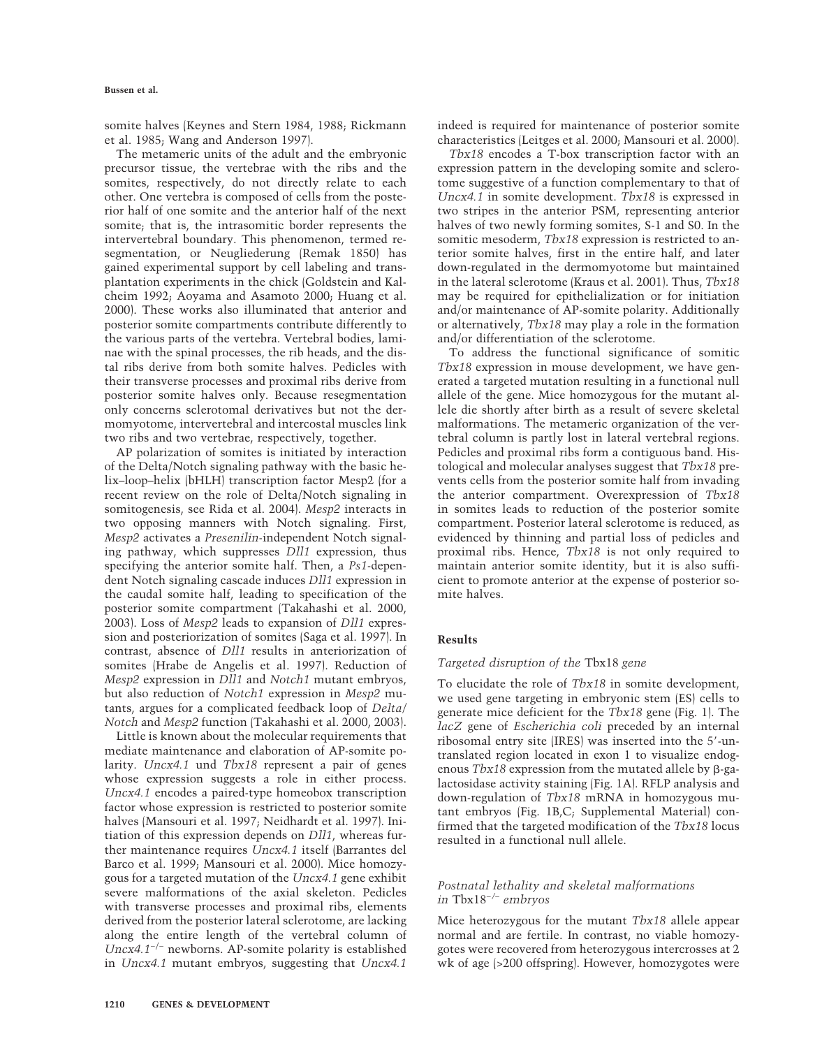somite halves (Keynes and Stern 1984, 1988; Rickmann et al. 1985; Wang and Anderson 1997).

The metameric units of the adult and the embryonic precursor tissue, the vertebrae with the ribs and the somites, respectively, do not directly relate to each other. One vertebra is composed of cells from the posterior half of one somite and the anterior half of the next somite; that is, the intrasomitic border represents the intervertebral boundary. This phenomenon, termed resegmentation, or Neugliederung (Remak 1850) has gained experimental support by cell labeling and transplantation experiments in the chick (Goldstein and Kalcheim 1992; Aoyama and Asamoto 2000; Huang et al. 2000). These works also illuminated that anterior and posterior somite compartments contribute differently to the various parts of the vertebra. Vertebral bodies, laminae with the spinal processes, the rib heads, and the distal ribs derive from both somite halves. Pedicles with their transverse processes and proximal ribs derive from posterior somite halves only. Because resegmentation only concerns sclerotomal derivatives but not the dermomyotome, intervertebral and intercostal muscles link two ribs and two vertebrae, respectively, together.

AP polarization of somites is initiated by interaction of the Delta/Notch signaling pathway with the basic helix–loop–helix (bHLH) transcription factor Mesp2 (for a recent review on the role of Delta/Notch signaling in somitogenesis, see Rida et al. 2004). *Mesp2* interacts in two opposing manners with Notch signaling. First, *Mesp2* activates a *Presenilin*-independent Notch signaling pathway, which suppresses *Dll1* expression, thus specifying the anterior somite half. Then, a *Ps1*-dependent Notch signaling cascade induces *Dll1* expression in the caudal somite half, leading to specification of the posterior somite compartment (Takahashi et al. 2000, 2003). Loss of *Mesp2* leads to expansion of *Dll1* expression and posteriorization of somites (Saga et al. 1997). In contrast, absence of *Dll1* results in anteriorization of somites (Hrabe de Angelis et al. 1997). Reduction of *Mesp2* expression in *Dll1* and *Notch1* mutant embryos, but also reduction of *Notch1* expression in *Mesp2* mutants, argues for a complicated feedback loop of *Delta/Notch* and *Mesp2* function (Takahashi et al. 2000, 2003).

Little is known about the molecular requirements that mediate maintenance and elaboration of AP-somite polarity. *Uncx4.1* und *Tbx18* represent a pair of genes whose expression suggests a role in either process. *Uncx4.1* encodes a paired-type homeobox transcription factor whose expression is restricted to posterior somite halves (Mansouri et al. 1997; Neidhardt et al. 1997). Initiation of this expression depends on *Dll1*, whereas further maintenance requires *Uncx4.1* itself (Barrantes del Barco et al. 1999; Mansouri et al. 2000). Mice homozygous for a targeted mutation of the *Uncx4.1* gene exhibit severe malformations of the axial skeleton. Pedicles with transverse processes and proximal ribs, elements derived from the posterior lateral sclerotome, are lacking along the entire length of the vertebral column of *Uncx4.1*$^{-/-}$ newborns. AP-somite polarity is established in *Uncx4.1* mutant embryos, suggesting that *Uncx4.1* indeed is required for maintenance of posterior somite characteristics (Leitges et al. 2000; Mansouri et al. 2000).

*Tbx18* encodes a T-box transcription factor with an expression pattern in the developing somite and sclerotome suggestive of a function complementary to that of *Uncx4.1* in somite development. *Tbx18* is expressed in two stripes in the anterior PSM, representing anterior halves of two newly forming somites, S-1 and S0. In the somitic mesoderm, *Tbx18* expression is restricted to anterior somite halves, first in the entire half, and later down-regulated in the dermomyotome but maintained in the lateral sclerotome (Kraus et al. 2001). Thus, *Tbx18* may be required for epithelialization or for initiation and/or maintenance of AP-somite polarity. Additionally or alternatively, *Tbx18* may play a role in the formation and/or differentiation of the sclerotome.

To address the functional significance of somitic *Tbx18* expression in mouse development, we have generated a targeted mutation resulting in a functional null allele of the gene. Mice homozygous for the mutant allele die shortly after birth as a result of severe skeletal malformations. The metameric organization of the vertebral column is partly lost in lateral vertebral regions. Pedicles and proximal ribs form a contiguous band. Histological and molecular analyses suggest that *Tbx18* prevents cells from the posterior somite half from invading the anterior compartment. Overexpression of *Tbx18* in somites leads to reduction of the posterior somite compartment. Posterior lateral sclerotome is reduced, as evidenced by thinning and partial loss of pedicles and proximal ribs. Hence, *Tbx18* is not only required to maintain anterior somite identity, but it is also sufficient to promote anterior at the expense of posterior somite halves.

## Results

### Targeted disruption of the *Tbx18* gene

To elucidate the role of *Tbx18* in somite development, we used gene targeting in embryonic stem (ES) cells to generate mice deficient for the *Tbx18* gene (Fig. 1). The *lacZ* gene of *Escherichia coli* preceded by an internal ribosomal entry site (IRES) was inserted into the 5′-untranslated region located in exon 1 to visualize endogenous *Tbx18* expression from the mutated allele by β-galactosidase activity staining (Fig. 1A). RFLP analysis and down-regulation of *Tbx18* mRNA in homozygous mutant embryos (Fig. 1B,C; Supplemental Material) confirmed that the targeted modification of the *Tbx18* locus resulted in a functional null allele.

### Postnatal lethality and skeletal malformations in Tbx18$^{-/-}$ embryos

Mice heterozygous for the mutant *Tbx18* allele appear normal and are fertile. In contrast, no viable homozygotes were recovered from heterozygous intercrosses at 2 wk of age (>200 offspring). However, homozygotes were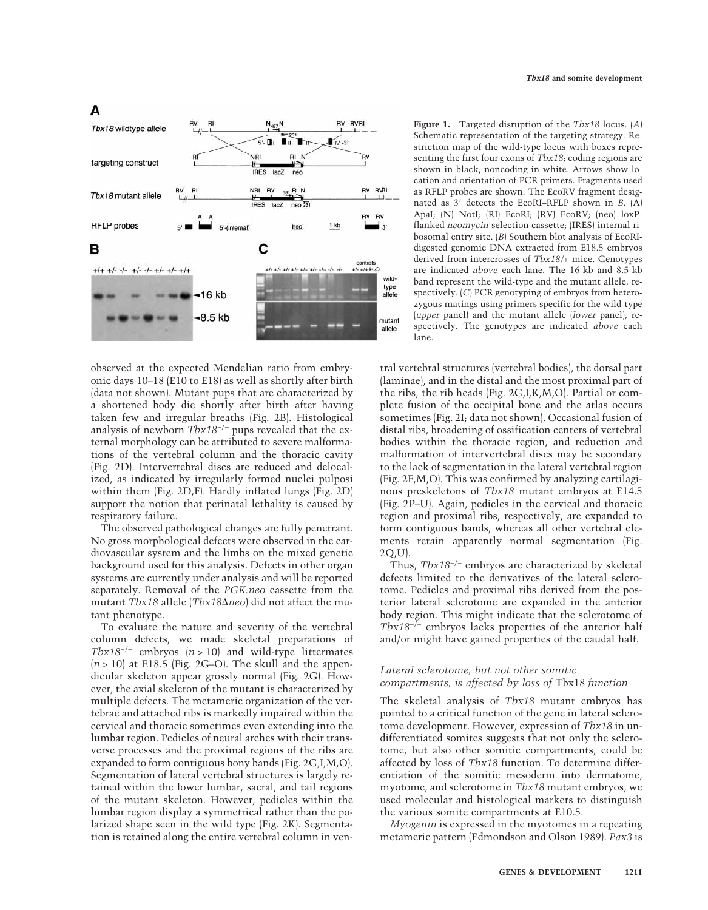**Figure 1.** Targeted disruption of the *Tbx18* locus. (*A*) Schematic representation of the targeting strategy. Restriction map of the wild-type locus with boxes representing the first four exons of *Tbx18*; coding regions are shown in black, noncoding in white. Arrows show location and orientation of PCR primers. Fragments used as RFLP probes are shown. The EcoRV fragment designated as 3′ detects the EcoRI–RFLP shown in *B*. (A) ApaI; (N) NotI; (RI) EcoRI; (RV) EcoRV; (neo) loxP-flanked *neomycin* selection cassette; (IRES) internal ribosomal entry site. (*B*) Southern blot analysis of EcoRI-digested genomic DNA extracted from E18.5 embryos derived from intercrosses of *Tbx18*/+ mice. Genotypes are indicated *above* each lane. The 16-kb and 8.5-kb band represent the wild-type and the mutant allele, respectively. (*C*) PCR genotyping of embryos from heterozygous matings using primers specific for the wild-type (*upper* panel) and the mutant allele (*lower* panel), respectively. The genotypes are indicated *above* each lane.

observed at the expected Mendelian ratio from embryonic days 10–18 (E10 to E18) as well as shortly after birth (data not shown). Mutant pups that are characterized by a shortened body die shortly after birth after having taken few and irregular breaths (Fig. 2B). Histological analysis of newborn $Tbx18^{-/-}$ pups revealed that the external morphology can be attributed to severe malformations of the vertebral column and the thoracic cavity (Fig. 2D). Intervertebral discs are reduced and delocalized, as indicated by irregularly formed nuclei pulposi within them (Fig. 2D,F). Hardly inflated lungs (Fig. 2D) support the notion that perinatal lethality is caused by respiratory failure.

The observed pathological changes are fully penetrant. No gross morphological defects were observed in the cardiovascular system and the limbs on the mixed genetic background used for this analysis. Defects in other organ systems are currently under analysis and will be reported separately. Removal of the *PGK.neo* cassette from the mutant *Tbx18* allele (*Tbx18Δneo*) did not affect the mutant phenotype.

To evaluate the nature and severity of the vertebral column defects, we made skeletal preparations of $Tbx18^{-/-}$ embryos ($n > 10$) and wild-type littermates ($n > 10$) at E18.5 (Fig. 2G–O). The skull and the appendicular skeleton appear grossly normal (Fig. 2G). However, the axial skeleton of the mutant is characterized by multiple defects. The metameric organization of the vertebrae and attached ribs is markedly impaired within the cervical and thoracic sometimes even extending into the lumbar region. Pedicles of neural arches with their transverse processes and the proximal regions of the ribs are expanded to form contiguous bony bands (Fig. 2G,I,M,O). Segmentation of lateral vertebral structures is largely retained within the lower lumbar, sacral, and tail regions of the mutant skeleton. However, pedicles within the lumbar region display a symmetrical rather than the polarized shape seen in the wild type (Fig. 2K). Segmentation is retained along the entire vertebral column in ventral vertebral structures (vertebral bodies), the dorsal part (laminae), and in the distal and the most proximal part of the ribs, the rib heads (Fig. 2G,I,K,M,O). Partial or complete fusion of the occipital bone and the atlas occurs sometimes (Fig. 2I; data not shown). Occasional fusion of distal ribs, broadening of ossification centers of vertebral bodies within the thoracic region, and reduction and malformation of intervertebral discs may be secondary to the lack of segmentation in the lateral vertebral region (Fig. 2F,M,O). This was confirmed by analyzing cartilaginous preskeletons of *Tbx18* mutant embryos at E14.5 (Fig. 2P–U). Again, pedicles in the cervical and thoracic region and proximal ribs, respectively, are expanded to form contiguous bands, whereas all other vertebral elements retain apparently normal segmentation (Fig. 2Q,U).

Thus, $Tbx18^{-/-}$ embryos are characterized by skeletal defects limited to the derivatives of the lateral sclerotome. Pedicles and proximal ribs derived from the posterior lateral sclerotome are expanded in the anterior body region. This might indicate that the sclerotome of $Tbx18^{-/-}$ embryos lacks properties of the anterior half and/or might have gained properties of the caudal half.

### *Lateral sclerotome, but not other somitic compartments, is affected by loss of* Tbx18 *function*

The skeletal analysis of *Tbx18* mutant embryos has pointed to a critical function of the gene in lateral sclerotome development. However, expression of *Tbx18* in undifferentiated somites suggests that not only the sclerotome, but also other somitic compartments, could be affected by loss of *Tbx18* function. To determine differentiation of the somitic mesoderm into dermatome, myotome, and sclerotome in *Tbx18* mutant embryos, we used molecular and histological markers to distinguish the various somite compartments at E10.5.

*Myogenin* is expressed in the myotomes in a repeating metameric pattern (Edmondson and Olson 1989). *Pax3* is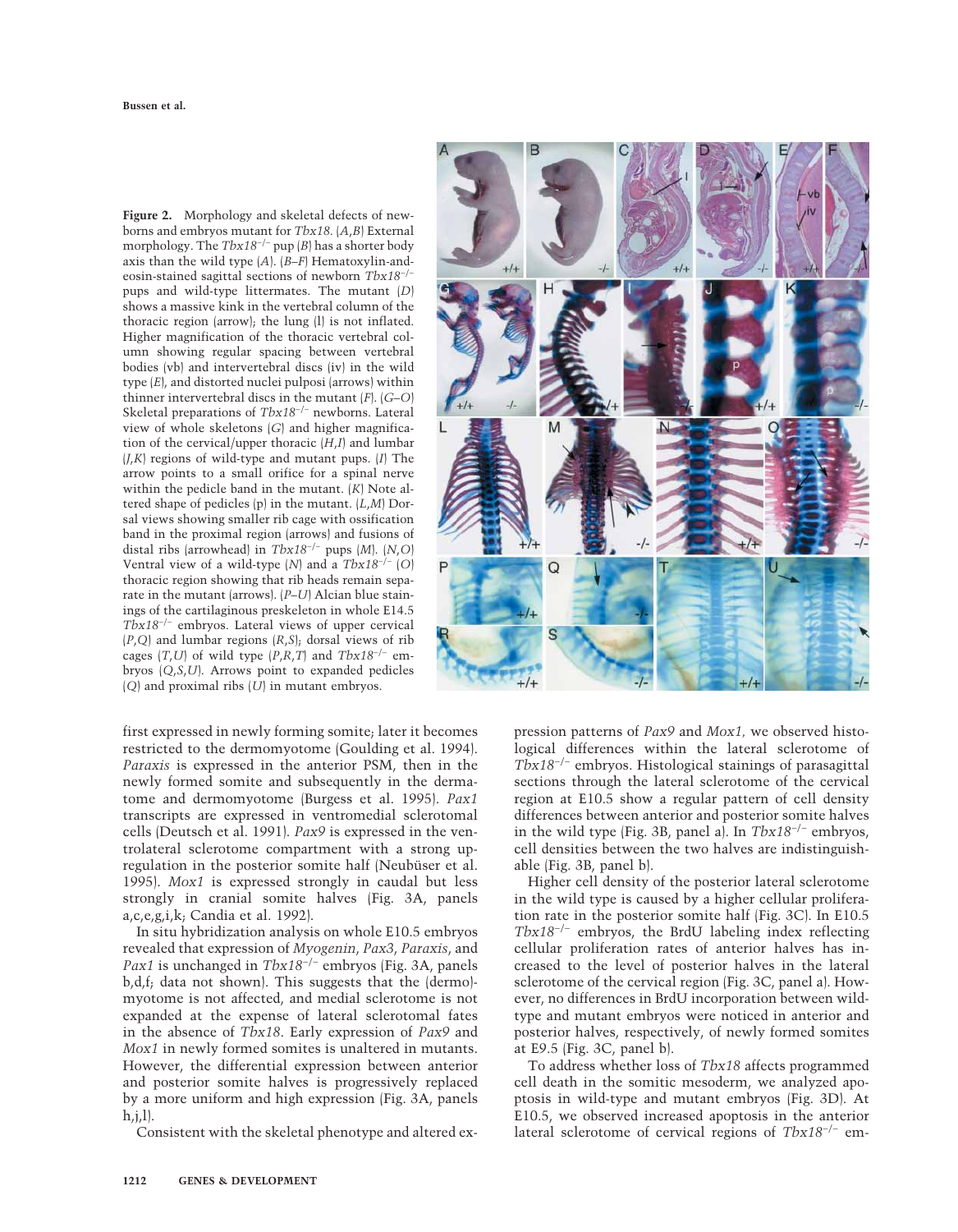**Figure 2.** Morphology and skeletal defects of newborns and embryos mutant for *Tbx18*. (*A*,*B*) External morphology. The *Tbx18*$^{-/-}$ pup (*B*) has a shorter body axis than the wild type (*A*). (*B–F*) Hematoxylin-and-eosin-stained sagittal sections of newborn *Tbx18*$^{-/-}$ pups and wild-type littermates. The mutant (*D*) shows a massive kink in the vertebral column of the thoracic region (arrow); the lung (l) is not inflated. Higher magnification of the thoracic vertebral column showing regular spacing between vertebral bodies (vb) and intervertebral discs (iv) in the wild type (*E*), and distorted nuclei pulposi (arrows) within thinner intervertebral discs in the mutant (*F*). (*G–O*) Skeletal preparations of *Tbx18*$^{-/-}$ newborns. Lateral view of whole skeletons (*G*) and higher magnification of the cervical/upper thoracic (*H*,*I*) and lumbar (*J*,*K*) regions of wild-type and mutant pups. (*I*) The arrow points to a small orifice for a spinal nerve within the pedicle band in the mutant. (*K*) Note altered shape of pedicles (p) in the mutant. (*L*,*M*) Dorsal views showing smaller rib cage with ossification band in the proximal region (arrows) and fusions of distal ribs (arrowhead) in *Tbx18*$^{-/-}$ pups (*M*). (*N*,*O*) Ventral view of a wild-type (*N*) and a *Tbx18*$^{-/-}$ (*O*) thoracic region showing that rib heads remain separate in the mutant (arrows). (*P–U*) Alcian blue stainings of the cartilaginous preskeleton in whole E14.5 *Tbx18*$^{-/-}$ embryos. Lateral views of upper cervical (*P*,*Q*) and lumbar regions (*R*,*S*); dorsal views of rib cages (*T*,*U*) of wild type (*P*,*R*,*T*) and *Tbx18*$^{-/-}$ embryos (*Q*,*S*,*U*). Arrows point to expanded pedicles (*Q*) and proximal ribs (*U*) in mutant embryos.

first expressed in newly forming somite; later it becomes restricted to the dermomyotome (Goulding et al. 1994). *Paraxis* is expressed in the anterior PSM, then in the newly formed somite and subsequently in the dermatome and dermomyotome (Burgess et al. 1995). *Pax1* transcripts are expressed in ventromedial sclerotomal cells (Deutsch et al. 1991). *Pax9* is expressed in the ventrolateral sclerotome compartment with a strong up-regulation in the posterior somite half (Neubüser et al. 1995). *Mox1* is expressed strongly in caudal but less strongly in cranial somite halves (Fig. 3A, panels a,c,e,g,i,k; Candia et al. 1992).

In situ hybridization analysis on whole E10.5 embryos revealed that expression of *Myogenin*, *Pax3*, *Paraxis*, and *Pax1* is unchanged in *Tbx18*$^{-/-}$ embryos (Fig. 3A, panels b,d,f; data not shown). This suggests that the (dermo)-myotome is not affected, and medial sclerotome is not expanded at the expense of lateral sclerotomal fates in the absence of *Tbx18*. Early expression of *Pax9* and *Mox1* in newly formed somites is unaltered in mutants. However, the differential expression between anterior and posterior somite halves is progressively replaced by a more uniform and high expression (Fig. 3A, panels h,j,l).

Consistent with the skeletal phenotype and altered expression patterns of *Pax9* and *Mox1,* we observed histological differences within the lateral sclerotome of *Tbx18*$^{-/-}$ embryos. Histological stainings of parasagittal sections through the lateral sclerotome of the cervical region at E10.5 show a regular pattern of cell density differences between anterior and posterior somite halves in the wild type (Fig. 3B, panel a). In *Tbx18*$^{-/-}$ embryos, cell densities between the two halves are indistinguishable (Fig. 3B, panel b).

Higher cell density of the posterior lateral sclerotome in the wild type is caused by a higher cellular proliferation rate in the posterior somite half (Fig. 3C). In E10.5 *Tbx18*$^{-/-}$ embryos, the BrdU labeling index reflecting cellular proliferation rates of anterior halves has increased to the level of posterior halves in the lateral sclerotome of the cervical region (Fig. 3C, panel a). However, no differences in BrdU incorporation between wild-type and mutant embryos were noticed in anterior and posterior halves, respectively, of newly formed somites at E9.5 (Fig. 3C, panel b).

To address whether loss of *Tbx18* affects programmed cell death in the somitic mesoderm, we analyzed apoptosis in wild-type and mutant embryos (Fig. 3D). At E10.5, we observed increased apoptosis in the anterior lateral sclerotome of cervical regions of *Tbx18*$^{-/-}$ em-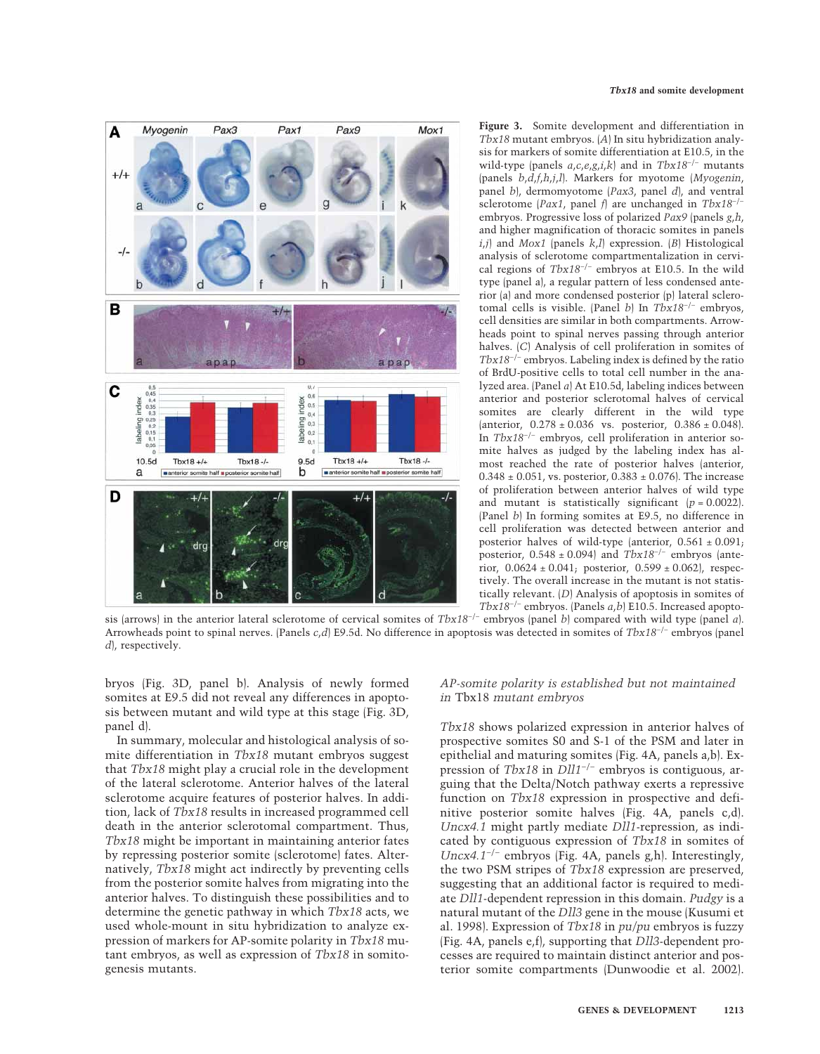**Figure 3.** Somite development and differentiation in *Tbx18* mutant embryos. (*A*) In situ hybridization analysis for markers of somite differentiation at E10.5, in the wild-type (panels *a*,*c*,*e*,*g*,*i*,*k*) and in $Tbx18^{-/-}$ mutants (panels *b*,*d*,*f*,*h*,*j*,*l*). Markers for myotome (*Myogenin*, panel *b*), dermomyotome (*Pax3*, panel *d*), and ventral sclerotome (*Pax1*, panel *f*) are unchanged in $Tbx18^{-/-}$ embryos. Progressive loss of polarized *Pax9* (panels *g*,*h*, and higher magnification of thoracic somites in panels *i*,*j*) and *Mox1* (panels *k*,*l*) expression. (*B*) Histological analysis of sclerotome compartmentalization in cervical regions of $Tbx18^{-/-}$ embryos at E10.5. In the wild type (panel a), a regular pattern of less condensed anterior (a) and more condensed posterior (p) lateral sclerotomal cells is visible. (Panel *b*) In $Tbx18^{-/-}$ embryos, cell densities are similar in both compartments. Arrowheads point to spinal nerves passing through anterior halves. (*C*) Analysis of cell proliferation in somites of $Tbx18^{-/-}$ embryos. Labeling index is defined by the ratio of BrdU-positive cells to total cell number in the analyzed area. (Panel *a*) At E10.5d, labeling indices between anterior and posterior sclerotomal halves of cervical somites are clearly different in the wild type (anterior, 0.278 ± 0.036 vs. posterior, 0.386 ± 0.048). In $Tbx18^{-/-}$ embryos, cell proliferation in anterior somite halves as judged by the labeling index has almost reached the rate of posterior halves (anterior, 0.348 ± 0.051, vs. posterior, 0.383 ± 0.076). The increase of proliferation between anterior halves of wild type and mutant is statistically significant ($p = 0.0022$). (Panel *b*) In forming somites at E9.5, no difference in cell proliferation was detected between anterior and posterior halves of wild-type (anterior, 0.561 ± 0.091; posterior, 0.548 ± 0.094) and $Tbx18^{-/-}$ embryos (anterior, 0.0624 ± 0.041; posterior, 0.599 ± 0.062), respectively. The overall increase in the mutant is not statistically relevant. (*D*) Analysis of apoptosis in somites of $Tbx18^{-/-}$ embryos. (Panels *a*,*b*) E10.5. Increased apoptosis (arrows) in the anterior lateral sclerotome of cervical somites of $Tbx18^{-/-}$ embryos (panel *b*) compared with wild type (panel *a*). Arrowheads point to spinal nerves. (Panels *c*,*d*) E9.5d. No difference in apoptosis was detected in somites of $Tbx18^{-/-}$ embryos (panel *d*), respectively.

bryos (Fig. 3D, panel b). Analysis of newly formed somites at E9.5 did not reveal any differences in apoptosis between mutant and wild type at this stage (Fig. 3D, panel d).

In summary, molecular and histological analysis of somite differentiation in *Tbx18* mutant embryos suggest that *Tbx18* might play a crucial role in the development of the lateral sclerotome. Anterior halves of the lateral sclerotome acquire features of posterior halves. In addition, lack of *Tbx18* resulted in increased programmed cell death in the anterior sclerotomal compartment. Thus, *Tbx18* might be important in maintaining anterior fates by repressing posterior somite (sclerotome) fates. Alternatively, *Tbx18* might act indirectly by preventing cells from the posterior somite halves from migrating into the anterior halves. To distinguish these possibilities and to determine the genetic pathway in which *Tbx18* acts, we used whole-mount in situ hybridization to analyze expression of markers for AP-somite polarity in *Tbx18* mutant embryos, as well as expression of *Tbx18* in somitogenesis mutants.

### *AP-somite polarity is established but not maintained in* Tbx18 *mutant embryos*

*Tbx18* shows polarized expression in anterior halves of prospective somites S0 and S-1 of the PSM and later in epithelial and maturing somites (Fig. 4A, panels a,b). Expression of *Tbx18* in $Dll1^{-/-}$ embryos is contiguous, arguing that the Delta/Notch pathway exerts a repressive function on *Tbx18* expression in prospective and definitive posterior somite halves (Fig. 4A, panels c,d). *Uncx4.1* might partly mediate *Dll1*-repression, as indicated by contiguous expression of *Tbx18* in somites of $Uncx4.1^{-/-}$ embryos (Fig. 4A, panels g,h). Interestingly, the two PSM stripes of *Tbx18* expression are preserved, suggesting that an additional factor is required to mediate *Dll1*-dependent repression in this domain. *Pudgy* is a natural mutant of the *Dll3* gene in the mouse (Kusumi et al. 1998). Expression of *Tbx18* in *pu/pu* embryos is fuzzy (Fig. 4A, panels e,f), supporting that *Dll3*-dependent processes are required to maintain distinct anterior and posterior somite compartments (Dunwoodie et al. 2002).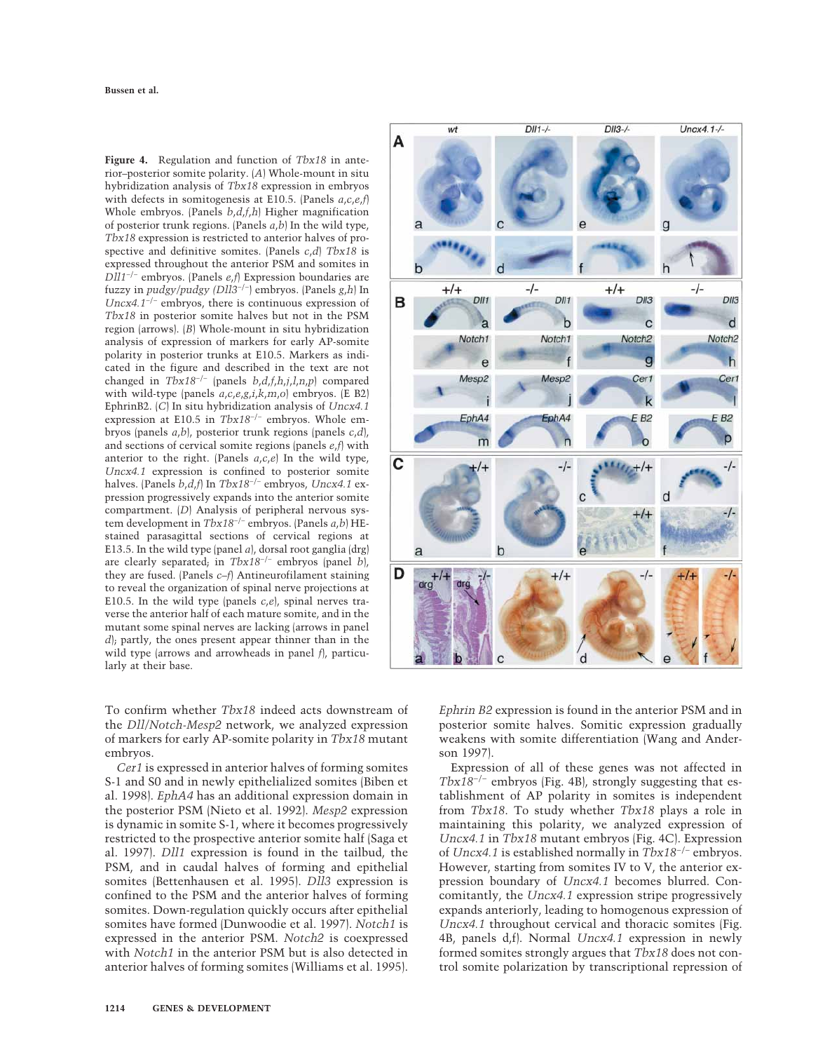**Figure 4.** Regulation and function of *Tbx18* in anterior–posterior somite polarity. (*A*) Whole-mount in situ hybridization analysis of *Tbx18* expression in embryos with defects in somitogenesis at E10.5. (Panels *a*,*c*,*e*,*f*) Whole embryos. (Panels *b*,*d*,*f*,*h*) Higher magnification of posterior trunk regions. (Panels *a*,*b*) In the wild type, *Tbx18* expression is restricted to anterior halves of prospective and definitive somites. (Panels *c*,*d*) *Tbx18* is expressed throughout the anterior PSM and somites in $Dll1^{-/-}$ embryos. (Panels *e*,*f*) Expression boundaries are fuzzy in *pudgy/pudgy* ($Dll3^{-/-}$) embryos. (Panels *g*,*h*) In $Uncx4.1^{-/-}$ embryos, there is continuous expression of *Tbx18* in posterior somite halves but not in the PSM region (arrows). (*B*) Whole-mount in situ hybridization analysis of expression of markers for early AP-somite polarity in posterior trunks at E10.5. Markers as indicated in the figure and described in the text are not changed in $Tbx18^{-/-}$ (panels *b*,*d*,*f*,*h*,*j*,*l*,*n*,*p*) compared with wild-type (panels *a*,*c*,*e*,*g*,*i*,*k*,*m*,*o*) embryos. (E B2) EphrinB2. (*C*) In situ hybridization analysis of *Uncx4.1* expression at E10.5 in $Tbx18^{-/-}$ embryos. Whole embryos (panels *a*,*b*), posterior trunk regions (panels *c*,*d*), and sections of cervical somite regions (panels *e*,*f*) with anterior to the right. (Panels *a*,*c*,*e*) In the wild type, *Uncx4.1* expression is confined to posterior somite halves. (Panels *b*,*d*,*f*) In $Tbx18^{-/-}$ embryos, *Uncx4.1* expression progressively expands into the anterior somite compartment. (*D*) Analysis of peripheral nervous system development in $Tbx18^{-/-}$ embryos. (Panels *a*,*b*) HE-stained parasagittal sections of cervical regions at E13.5. In the wild type (panel *a*), dorsal root ganglia (drg) are clearly separated; in $Tbx18^{-/-}$ embryos (panel *b*), they are fused. (Panels *c*–*f*) Antineurofilament staining to reveal the organization of spinal nerve projections at E10.5. In the wild type (panels *c*,*e*), spinal nerves traverse the anterior half of each mature somite, and in the mutant some spinal nerves are lacking (arrows in panel *d*); partly, the ones present appear thinner than in the wild type (arrows and arrowheads in panel *f*), particularly at their base.

To confirm whether *Tbx18* indeed acts downstream of the *Dll*/*Notch*-*Mesp2* network, we analyzed expression of markers for early AP-somite polarity in *Tbx18* mutant embryos.

*Cer1* is expressed in anterior halves of forming somites S-1 and S0 and in newly epithelialized somites (Biben et al. 1998). *EphA4* has an additional expression domain in the posterior PSM (Nieto et al. 1992). *Mesp2* expression is dynamic in somite S-1, where it becomes progressively restricted to the prospective anterior somite half (Saga et al. 1997). *Dll1* expression is found in the tailbud, the PSM, and in caudal halves of forming and epithelial somites (Bettenhausen et al. 1995). *Dll3* expression is confined to the PSM and the anterior halves of forming somites. Down-regulation quickly occurs after epithelial somites have formed (Dunwoodie et al. 1997). *Notch1* is expressed in the anterior PSM. *Notch2* is coexpressed with *Notch1* in the anterior PSM but is also detected in anterior halves of forming somites (Williams et al. 1995). *Ephrin B2* expression is found in the anterior PSM and in posterior somite halves. Somitic expression gradually weakens with somite differentiation (Wang and Anderson 1997).

Expression of all of these genes was not affected in $Tbx18^{-/-}$ embryos (Fig. 4B), strongly suggesting that establishment of AP polarity in somites is independent from *Tbx18*. To study whether *Tbx18* plays a role in maintaining this polarity, we analyzed expression of *Uncx4.1* in *Tbx18* mutant embryos (Fig. 4C). Expression of *Uncx4.1* is established normally in $Tbx18^{-/-}$ embryos. However, starting from somites IV to V, the anterior expression boundary of *Uncx4.1* becomes blurred. Concomitantly, the *Uncx4.1* expression stripe progressively expands anteriorly, leading to homogenous expression of *Uncx4.1* throughout cervical and thoracic somites (Fig. 4B, panels d,f). Normal *Uncx4.1* expression in newly formed somites strongly argues that *Tbx18* does not control somite polarization by transcriptional repression of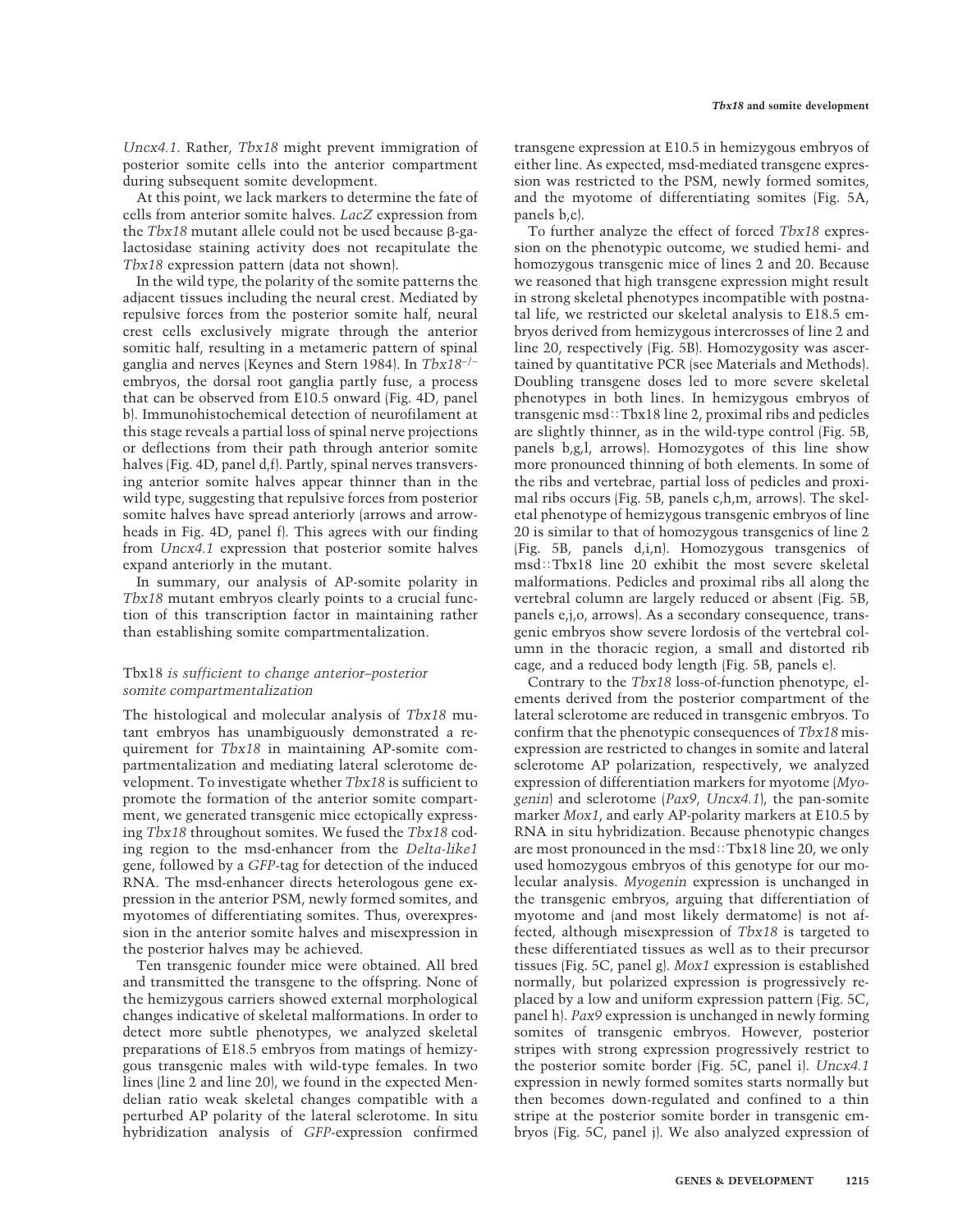*Uncx4.1*. Rather, *Tbx18* might prevent immigration of posterior somite cells into the anterior compartment during subsequent somite development.

At this point, we lack markers to determine the fate of cells from anterior somite halves. *LacZ* expression from the *Tbx18* mutant allele could not be used because β-galactosidase staining activity does not recapitulate the *Tbx18* expression pattern (data not shown).

In the wild type, the polarity of the somite patterns the adjacent tissues including the neural crest. Mediated by repulsive forces from the posterior somite half, neural crest cells exclusively migrate through the anterior somitic half, resulting in a metameric pattern of spinal ganglia and nerves (Keynes and Stern 1984). In *Tbx18*$^{-/-}$ embryos, the dorsal root ganglia partly fuse, a process that can be observed from E10.5 onward (Fig. 4D, panel b). Immunohistochemical detection of neurofilament at this stage reveals a partial loss of spinal nerve projections or deflections from their path through anterior somite halves (Fig. 4D, panel d,f). Partly, spinal nerves transversing anterior somite halves appear thinner than in the wild type, suggesting that repulsive forces from posterior somite halves have spread anteriorly (arrows and arrowheads in Fig. 4D, panel f). This agrees with our finding from *Uncx4.1* expression that posterior somite halves expand anteriorly in the mutant.

In summary, our analysis of AP-somite polarity in *Tbx18* mutant embryos clearly points to a crucial function of this transcription factor in maintaining rather than establishing somite compartmentalization.

## Tbx18 *is sufficient to change anterior–posterior somite compartmentalization*

The histological and molecular analysis of *Tbx18* mutant embryos has unambiguously demonstrated a requirement for *Tbx18* in maintaining AP-somite compartmentalization and mediating lateral sclerotome development. To investigate whether *Tbx18* is sufficient to promote the formation of the anterior somite compartment, we generated transgenic mice ectopically expressing *Tbx18* throughout somites. We fused the *Tbx18* coding region to the msd-enhancer from the *Delta-like1* gene, followed by a *GFP*-tag for detection of the induced RNA. The msd-enhancer directs heterologous gene expression in the anterior PSM, newly formed somites, and myotomes of differentiating somites. Thus, overexpression in the anterior somite halves and misexpression in the posterior halves may be achieved.

Ten transgenic founder mice were obtained. All bred and transmitted the transgene to the offspring. None of the hemizygous carriers showed external morphological changes indicative of skeletal malformations. In order to detect more subtle phenotypes, we analyzed skeletal preparations of E18.5 embryos from matings of hemizygous transgenic males with wild-type females. In two lines (line 2 and line 20), we found in the expected Mendelian ratio weak skeletal changes compatible with a perturbed AP polarity of the lateral sclerotome. In situ hybridization analysis of *GFP*-expression confirmed transgene expression at E10.5 in hemizygous embryos of either line. As expected, msd-mediated transgene expression was restricted to the PSM, newly formed somites, and the myotome of differentiating somites (Fig. 5A, panels b,c).

To further analyze the effect of forced *Tbx18* expression on the phenotypic outcome, we studied hemi- and homozygous transgenic mice of lines 2 and 20. Because we reasoned that high transgene expression might result in strong skeletal phenotypes incompatible with postnatal life, we restricted our skeletal analysis to E18.5 embryos derived from hemizygous intercrosses of line 2 and line 20, respectively (Fig. 5B). Homozygosity was ascertained by quantitative PCR (see Materials and Methods). Doubling transgene doses led to more severe skeletal phenotypes in both lines. In hemizygous embryos of transgenic msd::Tbx18 line 2, proximal ribs and pedicles are slightly thinner, as in the wild-type control (Fig. 5B, panels b,g,l, arrows). Homozygotes of this line show more pronounced thinning of both elements. In some of the ribs and vertebrae, partial loss of pedicles and proximal ribs occurs (Fig. 5B, panels c,h,m, arrows). The skeletal phenotype of hemizygous transgenic embryos of line 20 is similar to that of homozygous transgenics of line 2 (Fig. 5B, panels d,i,n). Homozygous transgenics of msd::Tbx18 line 20 exhibit the most severe skeletal malformations. Pedicles and proximal ribs all along the vertebral column are largely reduced or absent (Fig. 5B, panels e,j,o, arrows). As a secondary consequence, transgenic embryos show severe lordosis of the vertebral column in the thoracic region, a small and distorted rib cage, and a reduced body length (Fig. 5B, panels e).

Contrary to the *Tbx18* loss-of-function phenotype, elements derived from the posterior compartment of the lateral sclerotome are reduced in transgenic embryos. To confirm that the phenotypic consequences of *Tbx18* misexpression are restricted to changes in somite and lateral sclerotome AP polarization, respectively, we analyzed expression of differentiation markers for myotome (*Myogenin*) and sclerotome (*Pax9*, *Uncx4.1*), the pan-somite marker *Mox1*, and early AP-polarity markers at E10.5 by RNA in situ hybridization. Because phenotypic changes are most pronounced in the msd::Tbx18 line 20, we only used homozygous embryos of this genotype for our molecular analysis. *Myogenin* expression is unchanged in the transgenic embryos, arguing that differentiation of myotome and (and most likely dermatome) is not affected, although misexpression of *Tbx18* is targeted to these differentiated tissues as well as to their precursor tissues (Fig. 5C, panel g). *Mox1* expression is established normally, but polarized expression is progressively replaced by a low and uniform expression pattern (Fig. 5C, panel h). *Pax9* expression is unchanged in newly forming somites of transgenic embryos. However, posterior stripes with strong expression progressively restrict to the posterior somite border (Fig. 5C, panel i). *Uncx4.1* expression in newly formed somites starts normally but then becomes down-regulated and confined to a thin stripe at the posterior somite border in transgenic embryos (Fig. 5C, panel j). We also analyzed expression of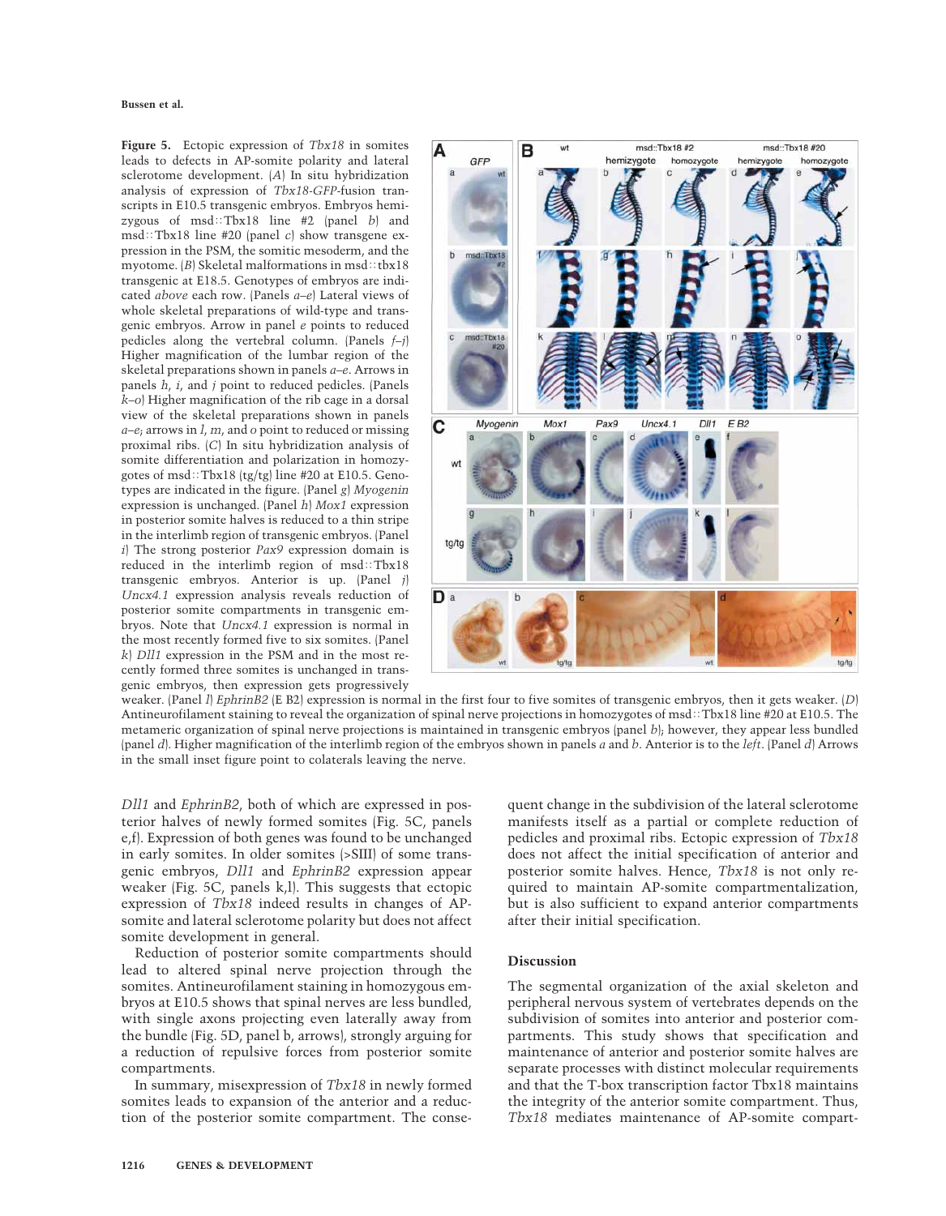**Figure 5.** Ectopic expression of *Tbx18* in somites leads to defects in AP-somite polarity and lateral sclerotome development. (*A*) In situ hybridization analysis of expression of *Tbx18-GFP*-fusion transcripts in E10.5 transgenic embryos. Embryos hemizygous of msd::Tbx18 line #2 (panel *b*) and msd::Tbx18 line #20 (panel *c*) show transgene expression in the PSM, the somitic mesoderm, and the myotome. (*B*) Skeletal malformations in msd::tbx18 transgenic at E18.5. Genotypes of embryos are indicated *above* each row. (Panels *a*–*e*) Lateral views of whole skeletal preparations of wild-type and transgenic embryos. Arrow in panel *e* points to reduced pedicles along the vertebral column. (Panels *f*–*j*) Higher magnification of the lumbar region of the skeletal preparations shown in panels *a*–*e*. Arrows in panels *h*, *i*, and *j* point to reduced pedicles. (Panels *k*–*o*) Higher magnification of the rib cage in a dorsal view of the skeletal preparations shown in panels *a*–*e*; arrows in *l*, *m*, and *o* point to reduced or missing proximal ribs. (*C*) In situ hybridization analysis of somite differentiation and polarization in homozygotes of msd::Tbx18 (tg/tg) line #20 at E10.5. Genotypes are indicated in the figure. (Panel *g*) *Myogenin* expression is unchanged. (Panel *h*) *Mox1* expression in posterior somite halves is reduced to a thin stripe in the interlimb region of transgenic embryos. (Panel *i*) The strong posterior *Pax9* expression domain is reduced in the interlimb region of msd::Tbx18 transgenic embryos. Anterior is up. (Panel *j*) *Uncx4.1* expression analysis reveals reduction of posterior somite compartments in transgenic embryos. Note that *Uncx4.1* expression is normal in the most recently formed five to six somites. (Panel *k*) *Dll1* expression in the PSM and in the most recently formed three somites is unchanged in transgenic embryos, then expression gets progressively weaker. (Panel *l*) *EphrinB2* (E B2) expression is normal in the first four to five somites of transgenic embryos, then it gets weaker. (*D*) Antineurofilament staining to reveal the organization of spinal nerve projections in homozygotes of msd::Tbx18 line #20 at E10.5. The metameric organization of spinal nerve projections is maintained in transgenic embryos (panel *b*); however, they appear less bundled (panel *d*). Higher magnification of the interlimb region of the embryos shown in panels *a* and *b*. Anterior is to the *left*. (Panel *d*) Arrows in the small inset figure point to colaterals leaving the nerve.

*Dll1* and *EphrinB2*, both of which are expressed in posterior halves of newly formed somites (Fig. 5C, panels e,f). Expression of both genes was found to be unchanged in early somites. In older somites (>SIII) of some transgenic embryos, *Dll1* and *EphrinB2* expression appear weaker (Fig. 5C, panels k,l). This suggests that ectopic expression of *Tbx18* indeed results in changes of AP-somite and lateral sclerotome polarity but does not affect somite development in general.

Reduction of posterior somite compartments should lead to altered spinal nerve projection through the somites. Antineurofilament staining in homozygous embryos at E10.5 shows that spinal nerves are less bundled, with single axons projecting even laterally away from the bundle (Fig. 5D, panel b, arrows), strongly arguing for a reduction of repulsive forces from posterior somite compartments.

In summary, misexpression of *Tbx18* in newly formed somites leads to expansion of the anterior and a reduction of the posterior somite compartment. The consequent change in the subdivision of the lateral sclerotome manifests itself as a partial or complete reduction of pedicles and proximal ribs. Ectopic expression of *Tbx18* does not affect the initial specification of anterior and posterior somite halves. Hence, *Tbx18* is not only required to maintain AP-somite compartmentalization, but is also sufficient to expand anterior compartments after their initial specification.

## Discussion

The segmental organization of the axial skeleton and peripheral nervous system of vertebrates depends on the subdivision of somites into anterior and posterior compartments. This study shows that specification and maintenance of anterior and posterior somite halves are separate processes with distinct molecular requirements and that the T-box transcription factor Tbx18 maintains the integrity of the anterior somite compartment. Thus, *Tbx18* mediates maintenance of AP-somite compart-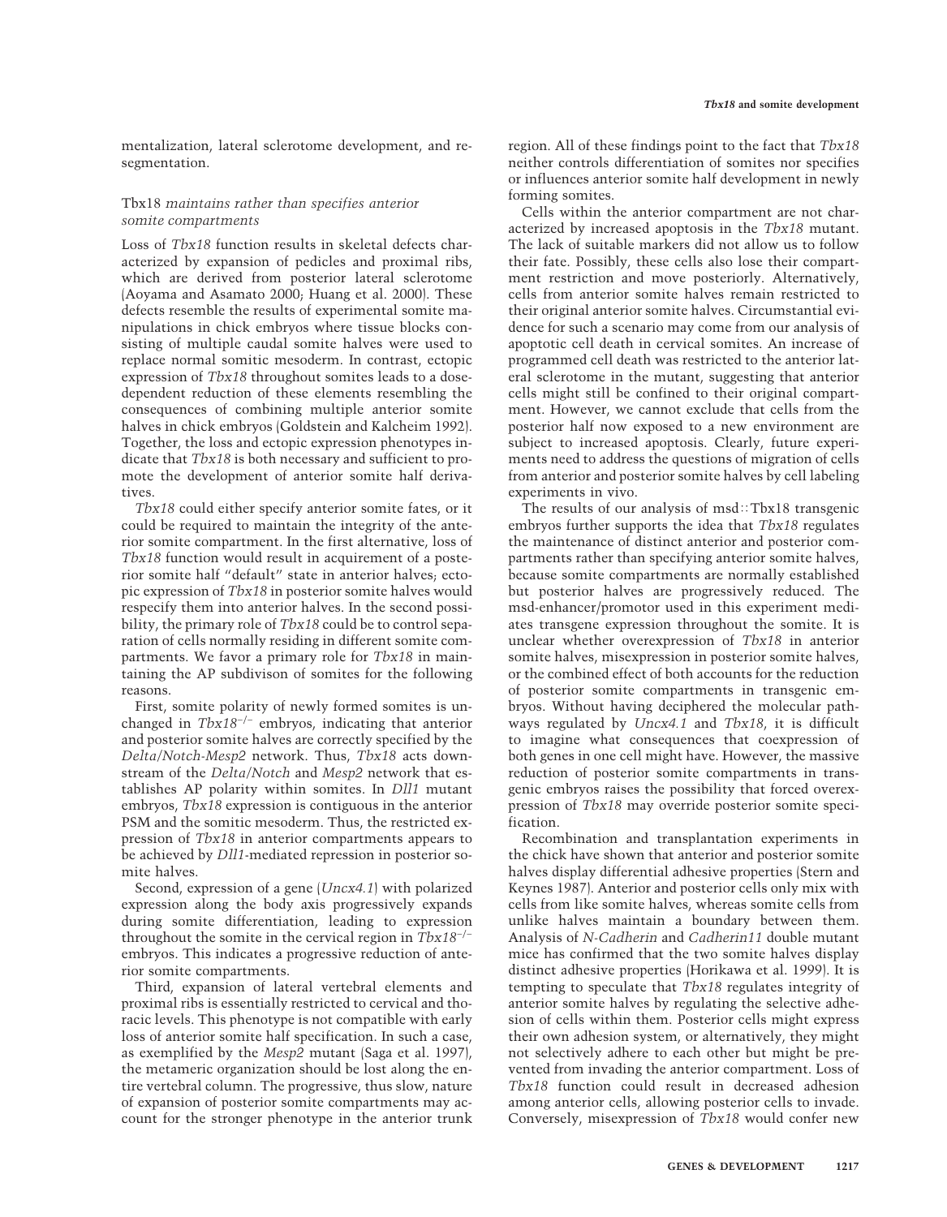mentalization, lateral sclerotome development, and resegmentation.

### Tbx18 *maintains rather than specifies anterior somite compartments*

Loss of *Tbx18* function results in skeletal defects characterized by expansion of pedicles and proximal ribs, which are derived from posterior lateral sclerotome (Aoyama and Asamato 2000; Huang et al. 2000). These defects resemble the results of experimental somite manipulations in chick embryos where tissue blocks consisting of multiple caudal somite halves were used to replace normal somitic mesoderm. In contrast, ectopic expression of *Tbx18* throughout somites leads to a dose-dependent reduction of these elements resembling the consequences of combining multiple anterior somite halves in chick embryos (Goldstein and Kalcheim 1992). Together, the loss and ectopic expression phenotypes indicate that *Tbx18* is both necessary and sufficient to promote the development of anterior somite half derivatives.

*Tbx18* could either specify anterior somite fates, or it could be required to maintain the integrity of the anterior somite compartment. In the first alternative, loss of *Tbx18* function would result in acquirement of a posterior somite half "default" state in anterior halves; ectopic expression of *Tbx18* in posterior somite halves would respecify them into anterior halves. In the second possibility, the primary role of *Tbx18* could be to control separation of cells normally residing in different somite compartments. We favor a primary role for *Tbx18* in maintaining the AP subdivison of somites for the following reasons.

First, somite polarity of newly formed somites is unchanged in *Tbx18*$^{-/-}$ embryos, indicating that anterior and posterior somite halves are correctly specified by the *Delta/Notch-Mesp2* network. Thus, *Tbx18* acts downstream of the *Delta/Notch* and *Mesp2* network that establishes AP polarity within somites. In *Dll1* mutant embryos, *Tbx18* expression is contiguous in the anterior PSM and the somitic mesoderm. Thus, the restricted expression of *Tbx18* in anterior compartments appears to be achieved by *Dll1*-mediated repression in posterior somite halves.

Second, expression of a gene (*Uncx4.1*) with polarized expression along the body axis progressively expands during somite differentiation, leading to expression throughout the somite in the cervical region in *Tbx18*$^{-/-}$ embryos. This indicates a progressive reduction of anterior somite compartments.

Third, expansion of lateral vertebral elements and proximal ribs is essentially restricted to cervical and thoracic levels. This phenotype is not compatible with early loss of anterior somite half specification. In such a case, as exemplified by the *Mesp2* mutant (Saga et al. 1997), the metameric organization should be lost along the entire vertebral column. The progressive, thus slow, nature of expansion of posterior somite compartments may account for the stronger phenotype in the anterior trunk region. All of these findings point to the fact that *Tbx18* neither controls differentiation of somites nor specifies or influences anterior somite half development in newly forming somites.

Cells within the anterior compartment are not characterized by increased apoptosis in the *Tbx18* mutant. The lack of suitable markers did not allow us to follow their fate. Possibly, these cells also lose their compartment restriction and move posteriorly. Alternatively, cells from anterior somite halves remain restricted to their original anterior somite halves. Circumstantial evidence for such a scenario may come from our analysis of apoptotic cell death in cervical somites. An increase of programmed cell death was restricted to the anterior lateral sclerotome in the mutant, suggesting that anterior cells might still be confined to their original compartment. However, we cannot exclude that cells from the posterior half now exposed to a new environment are subject to increased apoptosis. Clearly, future experiments need to address the questions of migration of cells from anterior and posterior somite halves by cell labeling experiments in vivo.

The results of our analysis of msd::Tbx18 transgenic embryos further supports the idea that *Tbx18* regulates the maintenance of distinct anterior and posterior compartments rather than specifying anterior somite halves, because somite compartments are normally established but posterior halves are progressively reduced. The msd-enhancer/promotor used in this experiment mediates transgene expression throughout the somite. It is unclear whether overexpression of *Tbx18* in anterior somite halves, misexpression in posterior somite halves, or the combined effect of both accounts for the reduction of posterior somite compartments in transgenic embryos. Without having deciphered the molecular pathways regulated by *Uncx4.1* and *Tbx18*, it is difficult to imagine what consequences that coexpression of both genes in one cell might have. However, the massive reduction of posterior somite compartments in transgenic embryos raises the possibility that forced overexpression of *Tbx18* may override posterior somite specification.

Recombination and transplantation experiments in the chick have shown that anterior and posterior somite halves display differential adhesive properties (Stern and Keynes 1987). Anterior and posterior cells only mix with cells from like somite halves, whereas somite cells from unlike halves maintain a boundary between them. Analysis of *N-Cadherin* and *Cadherin11* double mutant mice has confirmed that the two somite halves display distinct adhesive properties (Horikawa et al. 1999). It is tempting to speculate that *Tbx18* regulates integrity of anterior somite halves by regulating the selective adhesion of cells within them. Posterior cells might express their own adhesion system, or alternatively, they might not selectively adhere to each other but might be prevented from invading the anterior compartment. Loss of *Tbx18* function could result in decreased adhesion among anterior cells, allowing posterior cells to invade. Conversely, misexpression of *Tbx18* would confer new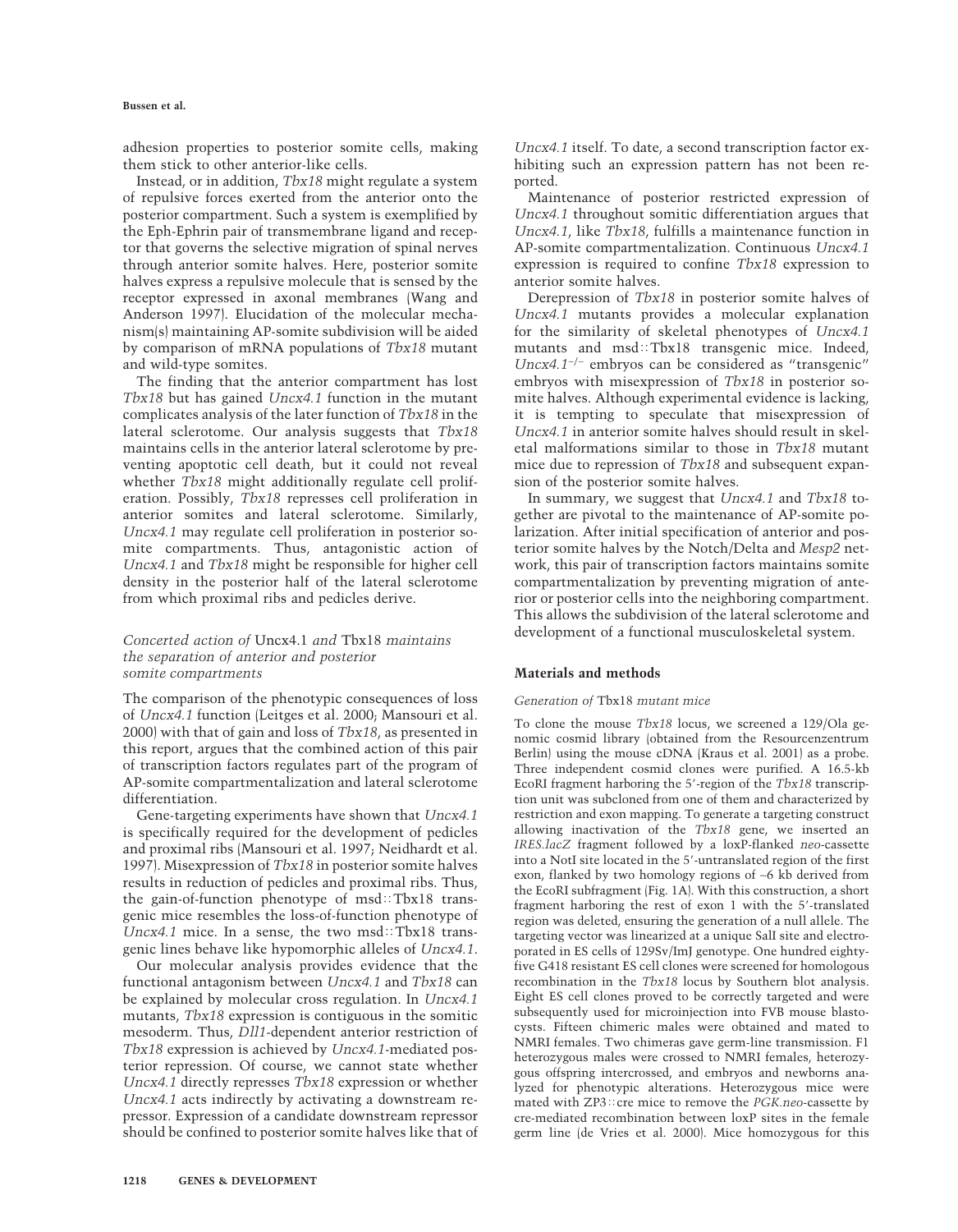adhesion properties to posterior somite cells, making them stick to other anterior-like cells.

Instead, or in addition, *Tbx18* might regulate a system of repulsive forces exerted from the anterior onto the posterior compartment. Such a system is exemplified by the Eph-Ephrin pair of transmembrane ligand and receptor that governs the selective migration of spinal nerves through anterior somite halves. Here, posterior somite halves express a repulsive molecule that is sensed by the receptor expressed in axonal membranes (Wang and Anderson 1997). Elucidation of the molecular mechanism(s) maintaining AP-somite subdivision will be aided by comparison of mRNA populations of *Tbx18* mutant and wild-type somites.

The finding that the anterior compartment has lost *Tbx18* but has gained *Uncx4.1* function in the mutant complicates analysis of the later function of *Tbx18* in the lateral sclerotome. Our analysis suggests that *Tbx18* maintains cells in the anterior lateral sclerotome by preventing apoptotic cell death, but it could not reveal whether *Tbx18* might additionally regulate cell proliferation. Possibly, *Tbx18* represses cell proliferation in anterior somites and lateral sclerotome. Similarly, *Uncx4.1* may regulate cell proliferation in posterior somite compartments. Thus, antagonistic action of *Uncx4.1* and *Tbx18* might be responsible for higher cell density in the posterior half of the lateral sclerotome from which proximal ribs and pedicles derive.

### *Concerted action of* Uncx4.1 *and* Tbx18 *maintains the separation of anterior and posterior somite compartments*

The comparison of the phenotypic consequences of loss of *Uncx4.1* function (Leitges et al. 2000; Mansouri et al. 2000) with that of gain and loss of *Tbx18*, as presented in this report, argues that the combined action of this pair of transcription factors regulates part of the program of AP-somite compartmentalization and lateral sclerotome differentiation.

Gene-targeting experiments have shown that *Uncx4.1* is specifically required for the development of pedicles and proximal ribs (Mansouri et al. 1997; Neidhardt et al. 1997). Misexpression of *Tbx18* in posterior somite halves results in reduction of pedicles and proximal ribs. Thus, the gain-of-function phenotype of msd::Tbx18 transgenic mice resembles the loss-of-function phenotype of *Uncx4.1* mice. In a sense, the two msd::Tbx18 transgenic lines behave like hypomorphic alleles of *Uncx4.1*.

Our molecular analysis provides evidence that the functional antagonism between *Uncx4.1* and *Tbx18* can be explained by molecular cross regulation. In *Uncx4.1* mutants, *Tbx18* expression is contiguous in the somitic mesoderm. Thus, *Dll1*-dependent anterior restriction of *Tbx18* expression is achieved by *Uncx4.1*-mediated posterior repression. Of course, we cannot state whether *Uncx4.1* directly represses *Tbx18* expression or whether *Uncx4.1* acts indirectly by activating a downstream repressor. Expression of a candidate downstream repressor should be confined to posterior somite halves like that of *Uncx4.1* itself. To date, a second transcription factor exhibiting such an expression pattern has not been reported.

Maintenance of posterior restricted expression of *Uncx4.1* throughout somitic differentiation argues that *Uncx4.1*, like *Tbx18*, fulfills a maintenance function in AP-somite compartmentalization. Continuous *Uncx4.1* expression is required to confine *Tbx18* expression to anterior somite halves.

Derepression of *Tbx18* in posterior somite halves of *Uncx4.1* mutants provides a molecular explanation for the similarity of skeletal phenotypes of *Uncx4.1* mutants and msd::Tbx18 transgenic mice. Indeed, *Uncx4.1*$^{-/-}$ embryos can be considered as "transgenic" embryos with misexpression of *Tbx18* in posterior somite halves. Although experimental evidence is lacking, it is tempting to speculate that misexpression of *Uncx4.1* in anterior somite halves should result in skeletal malformations similar to those in *Tbx18* mutant mice due to repression of *Tbx18* and subsequent expansion of the posterior somite halves.

In summary, we suggest that *Uncx4.1* and *Tbx18* together are pivotal to the maintenance of AP-somite polarization. After initial specification of anterior and posterior somite halves by the Notch/Delta and *Mesp2* network, this pair of transcription factors maintains somite compartmentalization by preventing migration of anterior or posterior cells into the neighboring compartment. This allows the subdivision of the lateral sclerotome and development of a functional musculoskeletal system.

## Materials and methods

### *Generation of* Tbx18 *mutant mice*

To clone the mouse *Tbx18* locus, we screened a 129/Ola genomic cosmid library (obtained from the Resourcenzentrum Berlin) using the mouse cDNA (Kraus et al. 2001) as a probe. Three independent cosmid clones were purified. A 16.5-kb EcoRI fragment harboring the 5′-region of the *Tbx18* transcription unit was subcloned from one of them and characterized by restriction and exon mapping. To generate a targeting construct allowing inactivation of the *Tbx18* gene, we inserted an *IRES.lacZ* fragment followed by a loxP-flanked *neo*-cassette into a NotI site located in the 5′-untranslated region of the first exon, flanked by two homology regions of ~6 kb derived from the EcoRI subfragment (Fig. 1A). With this construction, a short fragment harboring the rest of exon 1 with the 5′-translated region was deleted, ensuring the generation of a null allele. The targeting vector was linearized at a unique SalI site and electroporated in ES cells of 129Sv/ImJ genotype. One hundred eighty-five G418 resistant ES cell clones were screened for homologous recombination in the *Tbx18* locus by Southern blot analysis. Eight ES cell clones proved to be correctly targeted and were subsequently used for microinjection into FVB mouse blastocysts. Fifteen chimeric males were obtained and mated to NMRI females. Two chimeras gave germ-line transmission. F1 heterozygous males were crossed to NMRI females, heterozygous offspring intercrossed, and embryos and newborns analyzed for phenotypic alterations. Heterozygous mice were mated with ZP3::cre mice to remove the *PGK.neo*-cassette by cre-mediated recombination between loxP sites in the female germ line (de Vries et al. 2000). Mice homozygous for this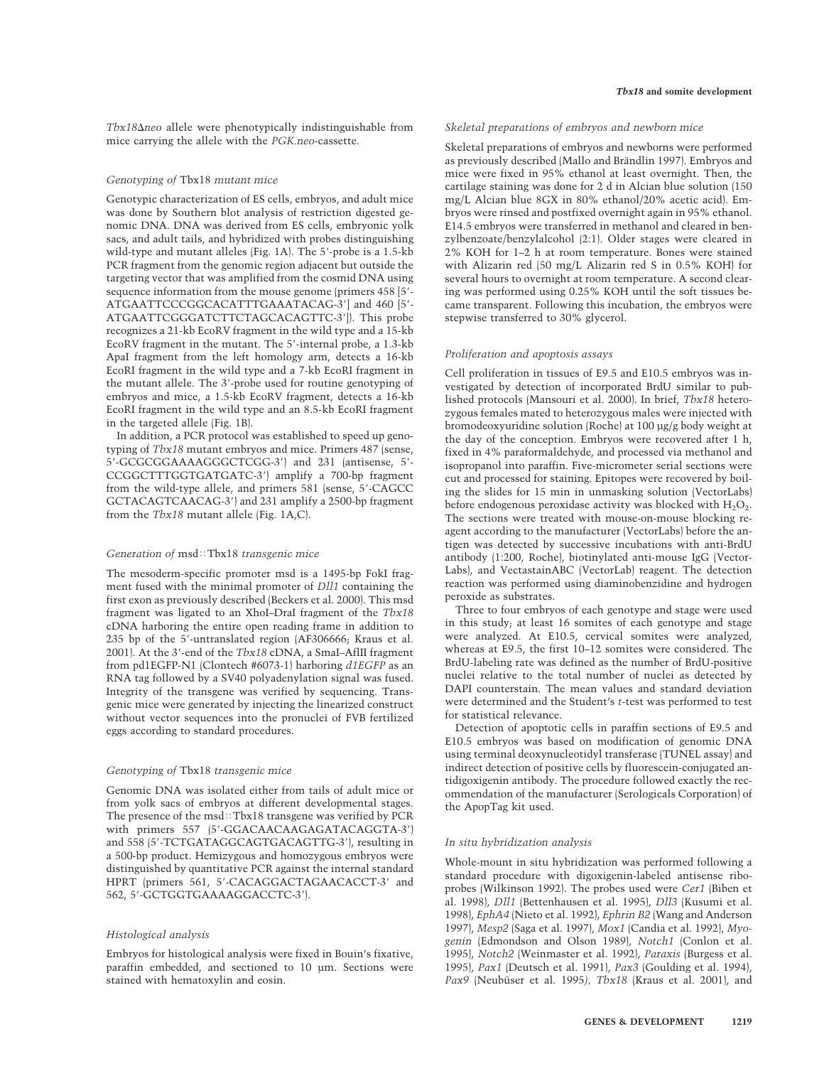*Tbx18*Δ*neo* allele were phenotypically indistinguishable from mice carrying the allele with the *PGK.neo*-cassette.

### *Genotyping of* Tbx18 *mutant mice*

Genotypic characterization of ES cells, embryos, and adult mice was done by Southern blot analysis of restriction digested genomic DNA. DNA was derived from ES cells, embryonic yolk sacs, and adult tails, and hybridized with probes distinguishing wild-type and mutant alleles (Fig. 1A). The 5′-probe is a 1.5-kb PCR fragment from the genomic region adjacent but outside the targeting vector that was amplified from the cosmid DNA using sequence information from the mouse genome (primers 458 [5′-ATGAATTCCCGGCACATTTGAAATACAG-3′] and 460 [5′-ATGAATTCGGGATCTTCTAGCACAGTTC-3′]). This probe recognizes a 21-kb EcoRV fragment in the wild type and a 15-kb EcoRV fragment in the mutant. The 5′-internal probe, a 1.3-kb ApaI fragment from the left homology arm, detects a 16-kb EcoRI fragment in the wild type and a 7-kb EcoRI fragment in the mutant allele. The 3′-probe used for routine genotyping of embryos and mice, a 1.5-kb EcoRV fragment, detects a 16-kb EcoRI fragment in the wild type and an 8.5-kb EcoRI fragment in the targeted allele (Fig. 1B).

In addition, a PCR protocol was established to speed up genotyping of *Tbx18* mutant embryos and mice. Primers 487 (sense, 5′-GCGCGGAAAAGGGCTCGG-3′) and 231 (antisense, 5′-CCGGCTTTGGTGATGATC-3′) amplify a 700-bp fragment from the wild-type allele, and primers 581 (sense, 5′-CAGCCGCTACAGTCAACAG-3′) and 231 amplify a 2500-bp fragment from the *Tbx18* mutant allele (Fig. 1A,C).

### *Generation of* msd::Tbx18 *transgenic mice*

The mesoderm-specific promoter msd is a 1495-bp FokI fragment fused with the minimal promoter of *Dll1* containing the first exon as previously described (Beckers et al. 2000). This msd fragment was ligated to an XhoI–DraI fragment of the *Tbx18* cDNA harboring the entire open reading frame in addition to 235 bp of the 5′-untranslated region (AF306666; Kraus et al. 2001). At the 3′-end of the *Tbx18* cDNA, a SmaI–AflII fragment from pd1EGFP-N1 (Clontech #6073-1) harboring *d1EGFP* as an RNA tag followed by a SV40 polyadenylation signal was fused. Integrity of the transgene was verified by sequencing. Transgenic mice were generated by injecting the linearized construct without vector sequences into the pronuclei of FVB fertilized eggs according to standard procedures.

### *Genotyping of* Tbx18 *transgenic mice*

Genomic DNA was isolated either from tails of adult mice or from yolk sacs of embryos at different developmental stages. The presence of the msd::Tbx18 transgene was verified by PCR with primers 557 (5′-GGACAACAAGAGATACAGGTA-3′) and 558 (5′-TCTGATAGGCAGTGACAGTTG-3′), resulting in a 500-bp product. Hemizygous and homozygous embryos were distinguished by quantitative PCR against the internal standard HPRT (primers 561, 5′-CACAGGACTAGAACACCT-3′ and 562, 5′-GCTGGTGAAAAGGACCTC-3′).

### *Histological analysis*

Embryos for histological analysis were fixed in Bouin's fixative, paraffin embedded, and sectioned to 10 µm. Sections were stained with hematoxylin and eosin.

### *Skeletal preparations of embryos and newborn mice*

Skeletal preparations of embryos and newborns were performed as previously described (Mallo and Brändlin 1997). Embryos and mice were fixed in 95% ethanol at least overnight. Then, the cartilage staining was done for 2 d in Alcian blue solution (150 mg/L Alcian blue 8GX in 80% ethanol/20% acetic acid). Embryos were rinsed and postfixed overnight again in 95% ethanol. E14.5 embryos were transferred in methanol and cleared in benzylbenzoate/benzylalcohol (2:1). Older stages were cleared in 2% KOH for 1–2 h at room temperature. Bones were stained with Alizarin red (50 mg/L Alizarin red S in 0.5% KOH) for several hours to overnight at room temperature. A second clearing was performed using 0.25% KOH until the soft tissues became transparent. Following this incubation, the embryos were stepwise transferred to 30% glycerol.

### *Proliferation and apoptosis assays*

Cell proliferation in tissues of E9.5 and E10.5 embryos was investigated by detection of incorporated BrdU similar to published protocols (Mansouri et al. 2000). In brief, *Tbx18* heterozygous females mated to heterozygous males were injected with bromodeoxyuridine solution (Roche) at 100 µg/g body weight at the day of the conception. Embryos were recovered after 1 h, fixed in 4% paraformaldehyde, and processed via methanol and isopropanol into paraffin. Five-micrometer serial sections were cut and processed for staining. Epitopes were recovered by boiling the slides for 15 min in unmasking solution (VectorLabs) before endogenous peroxidase activity was blocked with $H_2O_2$. The sections were treated with mouse-on-mouse blocking reagent according to the manufacturer (VectorLabs) before the antigen was detected by successive incubations with anti-BrdU antibody (1:200, Roche), biotinylated anti-mouse IgG (VectorLabs), and VectastainABC (VectorLab) reagent. The detection reaction was performed using diaminobenzidine and hydrogen peroxide as substrates.

Three to four embryos of each genotype and stage were used in this study; at least 16 somites of each genotype and stage were analyzed. At E10.5, cervical somites were analyzed, whereas at E9.5, the first 10–12 somites were considered. The BrdU-labeling rate was defined as the number of BrdU-positive nuclei relative to the total number of nuclei as detected by DAPI counterstain. The mean values and standard deviation were determined and the Student's *t*-test was performed to test for statistical relevance.

Detection of apoptotic cells in paraffin sections of E9.5 and E10.5 embryos was based on modification of genomic DNA using terminal deoxynucleotidyl transferase (TUNEL assay) and indirect detection of positive cells by fluorescein-conjugated antidigoxigenin antibody. The procedure followed exactly the recommendation of the manufacturer (Serologicals Corporation) of the ApopTag kit used.

### *In situ hybridization analysis*

Whole-mount in situ hybridization was performed following a standard procedure with digoxigenin-labeled antisense riboprobes (Wilkinson 1992). The probes used were *Cer1* (Biben et al. 1998), *Dll1* (Bettenhausen et al. 1995), *Dll3* (Kusumi et al. 1998), *EphA4* (Nieto et al. 1992), *Ephrin B2* (Wang and Anderson 1997), *Mesp2* (Saga et al. 1997), *Mox1* (Candia et al. 1992), *Myogenin* (Edmondson and Olson 1989), *Notch1* (Conlon et al. 1995), *Notch2* (Weinmaster et al. 1992), *Paraxis* (Burgess et al. 1995), *Pax1* (Deutsch et al. 1991), *Pax3* (Goulding et al. 1994), *Pax9* (Neubüser et al. 1995), *Tbx18* (Kraus et al. 2001), and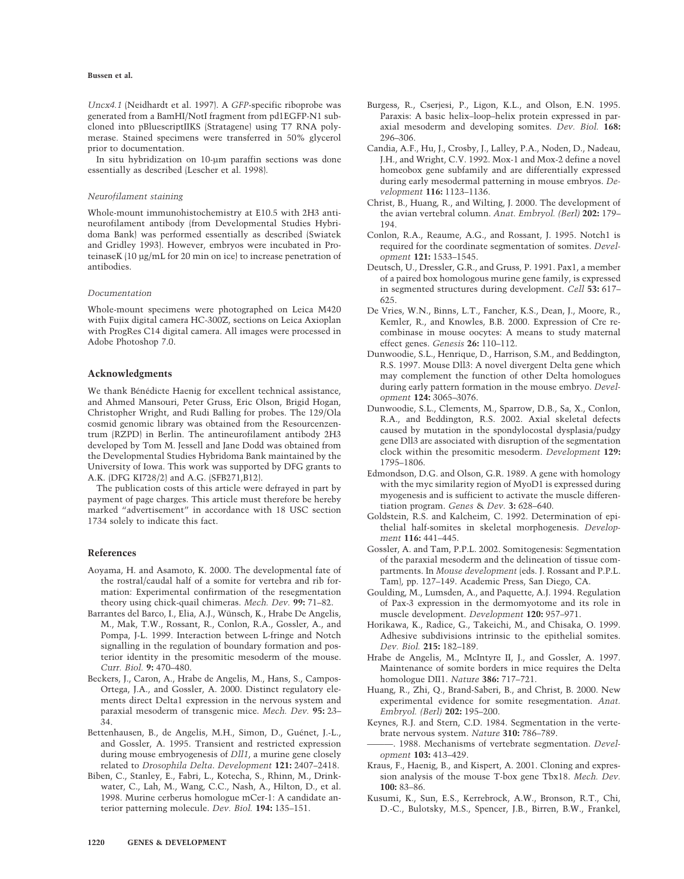*Uncx4.1* (Neidhardt et al. 1997). A *GFP*-specific riboprobe was generated from a BamHI/NotI fragment from pd1EGFP-N1 subcloned into pBluescriptIIKS (Stratagene) using T7 RNA polymerase. Stained specimens were transferred in 50% glycerol prior to documentation.

In situ hybridization on 10-µm paraffin sections was done essentially as described (Lescher et al. 1998).

### *Neurofilament staining*

Whole-mount immunohistochemistry at E10.5 with 2H3 antineurofilament antibody (from Developmental Studies Hybridoma Bank) was performed essentially as described (Swiatek and Gridley 1993). However, embryos were incubated in ProteinaseK (10 µg/mL for 20 min on ice) to increase penetration of antibodies.

### *Documentation*

Whole-mount specimens were photographed on Leica M420 with Fujix digital camera HC-300Z, sections on Leica Axioplan with ProgRes C14 digital camera. All images were processed in Adobe Photoshop 7.0.

## Acknowledgments

We thank Bénédicte Haenig for excellent technical assistance, and Ahmed Mansouri, Peter Gruss, Eric Olson, Brigid Hogan, Christopher Wright, and Rudi Balling for probes. The 129/Ola cosmid genomic library was obtained from the Resourcenzentrum (RZPD) in Berlin. The antineurofilament antibody 2H3 developed by Tom M. Jessell and Jane Dodd was obtained from the Developmental Studies Hybridoma Bank maintained by the University of Iowa. This work was supported by DFG grants to A.K. (DFG KI728/2) and A.G. (SFB271,B12).

The publication costs of this article were defrayed in part by payment of page charges. This article must therefore be hereby marked "advertisement" in accordance with 18 USC section 1734 solely to indicate this fact.

## References

Aoyama, H. and Asamoto, K. 2000. The developmental fate of the rostral/caudal half of a somite for vertebra and rib formation: Experimental confirmation of the resegmentation theory using chick-quail chimeras. *Mech. Dev.* **99:** 71–82.

Barrantes del Barco, I., Elia, A.J., Wünsch, K., Hrabe De Angelis, M., Mak, T.W., Rossant, R., Conlon, R.A., Gossler, A., and Pompa, J-L. 1999. Interaction between L-fringe and Notch signalling in the regulation of boundary formation and posterior identity in the presomitic mesoderm of the mouse. *Curr. Biol.* **9:** 470–480.

Beckers, J., Caron, A., Hrabe de Angelis, M., Hans, S., Campos-Ortega, J.A., and Gossler, A. 2000. Distinct regulatory elements direct Delta1 expression in the nervous system and paraxial mesoderm of transgenic mice. *Mech. Dev.* **95:** 23–34.

Bettenhausen, B., de Angelis, M.H., Simon, D., Guénet, J.-L., and Gossler, A. 1995. Transient and restricted expression during mouse embryogenesis of *Dll1*, a murine gene closely related to *Drosophila Delta*. *Development* **121:** 2407–2418.

Biben, C., Stanley, E., Fabri, L., Kotecha, S., Rhinn, M., Drinkwater, C., Lah, M., Wang, C.C., Nash, A., Hilton, D., et al. 1998. Murine cerberus homologue mCer-1: A candidate anterior patterning molecule. *Dev. Biol.* **194:** 135–151.

Burgess, R., Cserjesi, P., Ligon, K.L., and Olson, E.N. 1995. Paraxis: A basic helix–loop–helix protein expressed in paraxial mesoderm and developing somites. *Dev. Biol.* **168:** 296–306.

Candia, A.F., Hu, J., Crosby, J., Lalley, P.A., Noden, D., Nadeau, J.H., and Wright, C.V. 1992. Mox-1 and Mox-2 define a novel homeobox gene subfamily and are differentially expressed during early mesodermal patterning in mouse embryos. *Development* **116:** 1123–1136.

Christ, B., Huang, R., and Wilting, J. 2000. The development of the avian vertebral column. *Anat. Embryol. (Berl)* **202:** 179–194.

Conlon, R.A., Reaume, A.G., and Rossant, J. 1995. Notch1 is required for the coordinate segmentation of somites. *Development* **121:** 1533–1545.

Deutsch, U., Dressler, G.R., and Gruss, P. 1991. Pax1, a member of a paired box homologous murine gene family, is expressed in segmented structures during development. *Cell* **53:** 617–625.

De Vries, W.N., Binns, L.T., Fancher, K.S., Dean, J., Moore, R., Kemler, R., and Knowles, B.B. 2000. Expression of Cre recombinase in mouse oocytes: A means to study maternal effect genes. *Genesis* **26:** 110–112.

Dunwoodie, S.L., Henrique, D., Harrison, S.M., and Beddington, R.S. 1997. Mouse Dll3: A novel divergent Delta gene which may complement the function of other Delta homologues during early pattern formation in the mouse embryo. *Development* **124:** 3065–3076.

Dunwoodie, S.L., Clements, M., Sparrow, D.B., Sa, X., Conlon, R.A., and Beddington, R.S. 2002. Axial skeletal defects caused by mutation in the spondylocostal dysplasia/pudgy gene Dll3 are associated with disruption of the segmentation clock within the presomitic mesoderm. *Development* **129:** 1795–1806.

Edmondson, D.G. and Olson, G.R. 1989. A gene with homology with the myc similarity region of MyoD1 is expressed during myogenesis and is sufficient to activate the muscle differentiation program. *Genes & Dev.* **3:** 628–640.

Goldstein, R.S. and Kalcheim, C. 1992. Determination of epithelial half-somites in skeletal morphogenesis. *Development* **116:** 441–445.

Gossler, A. and Tam, P.P.L. 2002. Somitogenesis: Segmentation of the paraxial mesoderm and the delineation of tissue compartments. In *Mouse development* (eds. J. Rossant and P.P.L. Tam), pp. 127–149. Academic Press, San Diego, CA.

Goulding, M., Lumsden, A., and Paquette, A.J. 1994. Regulation of Pax-3 expression in the dermomyotome and its role in muscle development. *Development* **120:** 957–971.

Horikawa, K., Radice, G., Takeichi, M., and Chisaka, O. 1999. Adhesive subdivisions intrinsic to the epithelial somites. *Dev. Biol.* **215:** 182–189.

Hrabe de Angelis, M., McIntyre II, J., and Gossler, A. 1997. Maintenance of somite borders in mice requires the Delta homologue DII1. *Nature* **386:** 717–721.

Huang, R., Zhi, Q., Brand-Saberi, B., and Christ, B. 2000. New experimental evidence for somite resegmentation. *Anat. Embryol. (Berl)* **202:** 195–200.

Keynes, R.J. and Stern, C.D. 1984. Segmentation in the vertebrate nervous system. *Nature* **310:** 786–789.

———. 1988. Mechanisms of vertebrate segmentation. *Development* **103:** 413–429.

Kraus, F., Haenig, B., and Kispert, A. 2001. Cloning and expression analysis of the mouse T-box gene Tbx18. *Mech. Dev.* **100:** 83–86.

Kusumi, K., Sun, E.S., Kerrebrock, A.W., Bronson, R.T., Chi, D.-C., Bulotsky, M.S., Spencer, J.B., Birren, B.W., Frankel,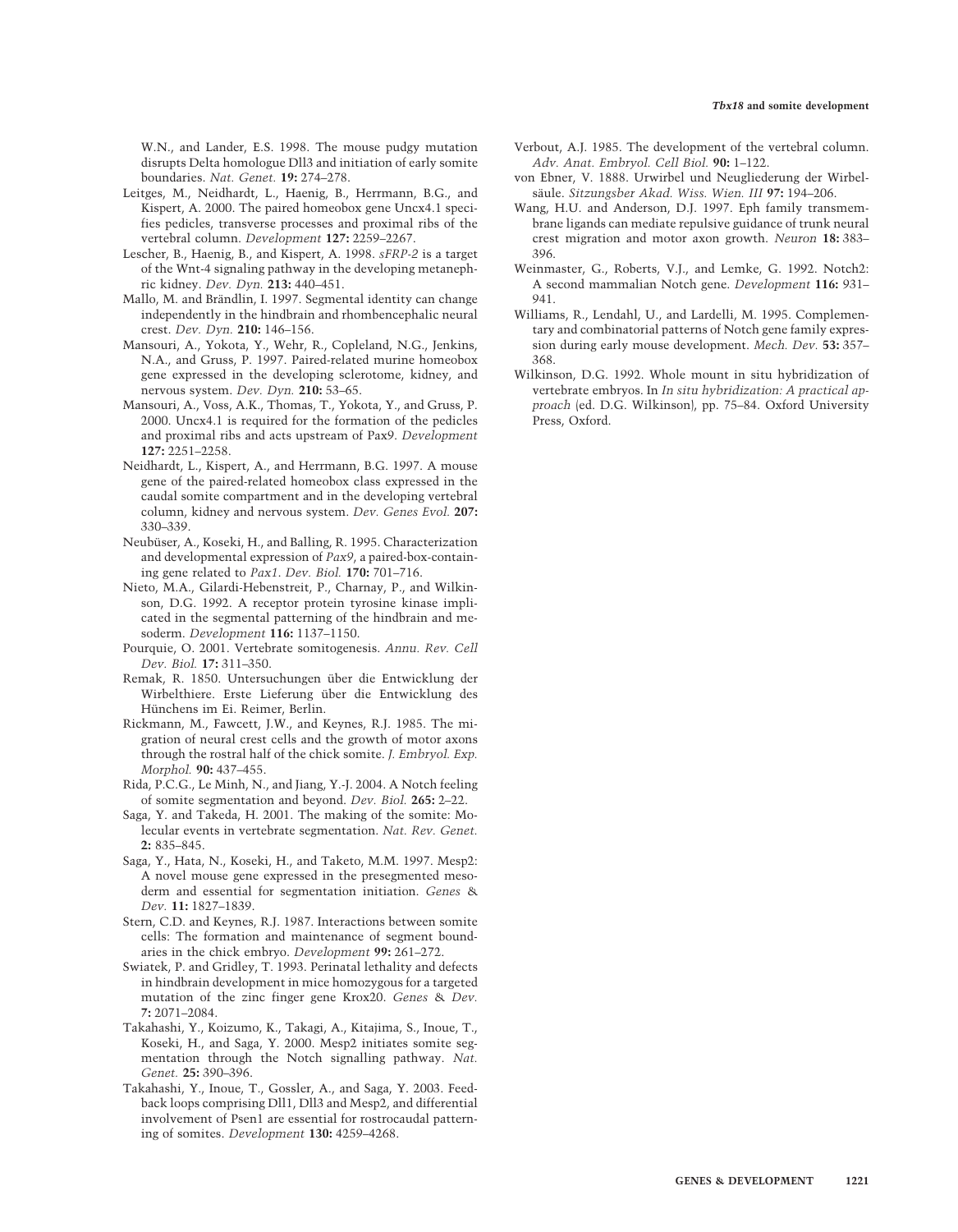W.N., and Lander, E.S. 1998. The mouse pudgy mutation disrupts Delta homologue Dll3 and initiation of early somite boundaries. *Nat. Genet.* **19:** 274–278.

Leitges, M., Neidhardt, L., Haenig, B., Herrmann, B.G., and Kispert, A. 2000. The paired homeobox gene Uncx4.1 specifies pedicles, transverse processes and proximal ribs of the vertebral column. *Development* **127:** 2259–2267.

Lescher, B., Haenig, B., and Kispert, A. 1998. *sFRP-2* is a target of the Wnt-4 signaling pathway in the developing metanephric kidney. *Dev. Dyn.* **213:** 440–451.

Mallo, M. and Brändlin, I. 1997. Segmental identity can change independently in the hindbrain and rhombencephalic neural crest. *Dev. Dyn.* **210:** 146–156.

Mansouri, A., Yokota, Y., Wehr, R., Copleland, N.G., Jenkins, N.A., and Gruss, P. 1997. Paired-related murine homeobox gene expressed in the developing sclerotome, kidney, and nervous system. *Dev. Dyn.* **210:** 53–65.

Mansouri, A., Voss, A.K., Thomas, T., Yokota, Y., and Gruss, P. 2000. Uncx4.1 is required for the formation of the pedicles and proximal ribs and acts upstream of Pax9. *Development* **127:** 2251–2258.

Neidhardt, L., Kispert, A., and Herrmann, B.G. 1997. A mouse gene of the paired-related homeobox class expressed in the caudal somite compartment and in the developing vertebral column, kidney and nervous system. *Dev. Genes Evol.* **207:** 330–339.

Neubüser, A., Koseki, H., and Balling, R. 1995. Characterization and developmental expression of *Pax9*, a paired-box-containing gene related to *Pax1*. *Dev. Biol.* **170:** 701–716.

Nieto, M.A., Gilardi-Hebenstreit, P., Charnay, P., and Wilkinson, D.G. 1992. A receptor protein tyrosine kinase implicated in the segmental patterning of the hindbrain and mesoderm. *Development* **116:** 1137–1150.

Pourquie, O. 2001. Vertebrate somitogenesis. *Annu. Rev. Cell Dev. Biol.* **17:** 311–350.

Remak, R. 1850. Untersuchungen über die Entwicklung der Wirbelthiere. Erste Lieferung über die Entwicklung des Hünchens im Ei. Reimer, Berlin.

Rickmann, M., Fawcett, J.W., and Keynes, R.J. 1985. The migration of neural crest cells and the growth of motor axons through the rostral half of the chick somite. *J. Embryol. Exp. Morphol.* **90:** 437–455.

Rida, P.C.G., Le Minh, N., and Jiang, Y.-J. 2004. A Notch feeling of somite segmentation and beyond. *Dev. Biol.* **265:** 2–22.

Saga, Y. and Takeda, H. 2001. The making of the somite: Molecular events in vertebrate segmentation. *Nat. Rev. Genet.* **2:** 835–845.

Saga, Y., Hata, N., Koseki, H., and Taketo, M.M. 1997. Mesp2: A novel mouse gene expressed in the presegmented mesoderm and essential for segmentation initiation. *Genes & Dev.* **11:** 1827–1839.

Stern, C.D. and Keynes, R.J. 1987. Interactions between somite cells: The formation and maintenance of segment boundaries in the chick embryo. *Development* **99:** 261–272.

Swiatek, P. and Gridley, T. 1993. Perinatal lethality and defects in hindbrain development in mice homozygous for a targeted mutation of the zinc finger gene Krox20. *Genes & Dev.* **7:** 2071–2084.

Takahashi, Y., Koizumo, K., Takagi, A., Kitajima, S., Inoue, T., Koseki, H., and Saga, Y. 2000. Mesp2 initiates somite segmentation through the Notch signalling pathway. *Nat. Genet.* **25:** 390–396.

Takahashi, Y., Inoue, T., Gossler, A., and Saga, Y. 2003. Feedback loops comprising Dll1, Dll3 and Mesp2, and differential involvement of Psen1 are essential for rostrocaudal patterning of somites. *Development* **130:** 4259–4268.

Verbout, A.J. 1985. The development of the vertebral column. *Adv. Anat. Embryol. Cell Biol.* **90:** 1–122.

von Ebner, V. 1888. Urwirbel und Neugliederung der Wirbelsäule. *Sitzungsber Akad. Wiss. Wien. III* **97:** 194–206.

Wang, H.U. and Anderson, D.J. 1997. Eph family transmembrane ligands can mediate repulsive guidance of trunk neural crest migration and motor axon growth. *Neuron* **18:** 383–396.

Weinmaster, G., Roberts, V.J., and Lemke, G. 1992. Notch2: A second mammalian Notch gene. *Development* **116:** 931–941.

Williams, R., Lendahl, U., and Lardelli, M. 1995. Complementary and combinatorial patterns of Notch gene family expression during early mouse development. *Mech. Dev.* **53:** 357–368.

Wilkinson, D.G. 1992. Whole mount in situ hybridization of vertebrate embryos. In *In situ hybridization: A practical approach* (ed. D.G. Wilkinson), pp. 75–84. Oxford University Press, Oxford.